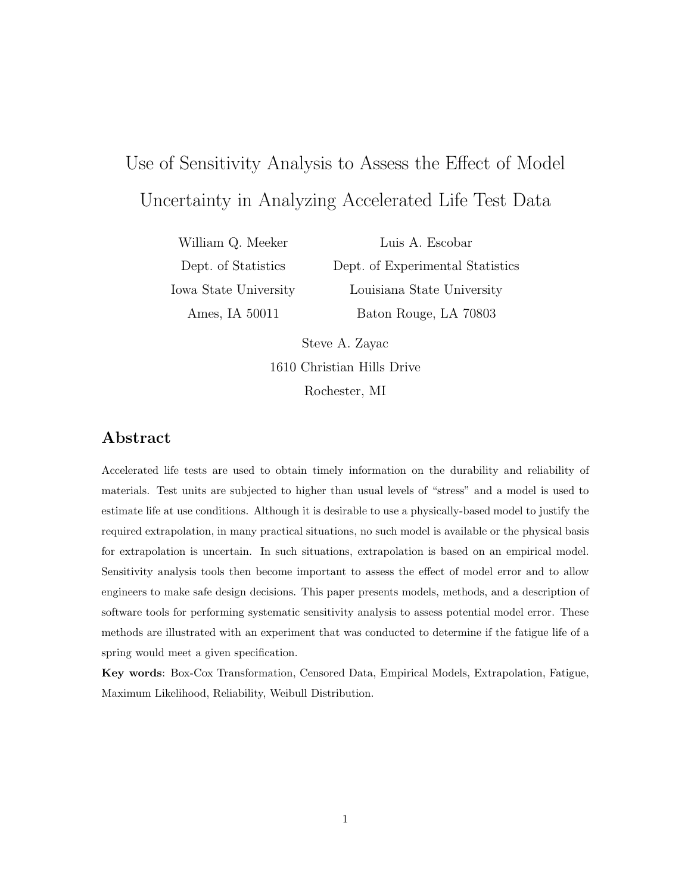# Use of Sensitivity Analysis to Assess the Effect of Model Uncertainty in Analyzing Accelerated Life Test Data

William Q. Meeker
Dept. of Statistics
Iowa State University
Ames, IA 50011

Luis A. Escobar
Dept. of Experimental Statistics
Louisiana State University
Baton Rouge, LA 70803

Steve A. Zayac
1610 Christian Hills Drive
Rochester, MI

## Abstract

Accelerated life tests are used to obtain timely information on the durability and reliability of materials. Test units are subjected to higher than usual levels of "stress" and a model is used to estimate life at use conditions. Although it is desirable to use a physically-based model to justify the required extrapolation, in many practical situations, no such model is available or the physical basis for extrapolation is uncertain. In such situations, extrapolation is based on an empirical model. Sensitivity analysis tools then become important to assess the effect of model error and to allow engineers to make safe design decisions. This paper presents models, methods, and a description of software tools for performing systematic sensitivity analysis to assess potential model error. These methods are illustrated with an experiment that was conducted to determine if the fatigue life of a spring would meet a given specification.

**Key words**: Box-Cox Transformation, Censored Data, Empirical Models, Extrapolation, Fatigue, Maximum Likelihood, Reliability, Weibull Distribution.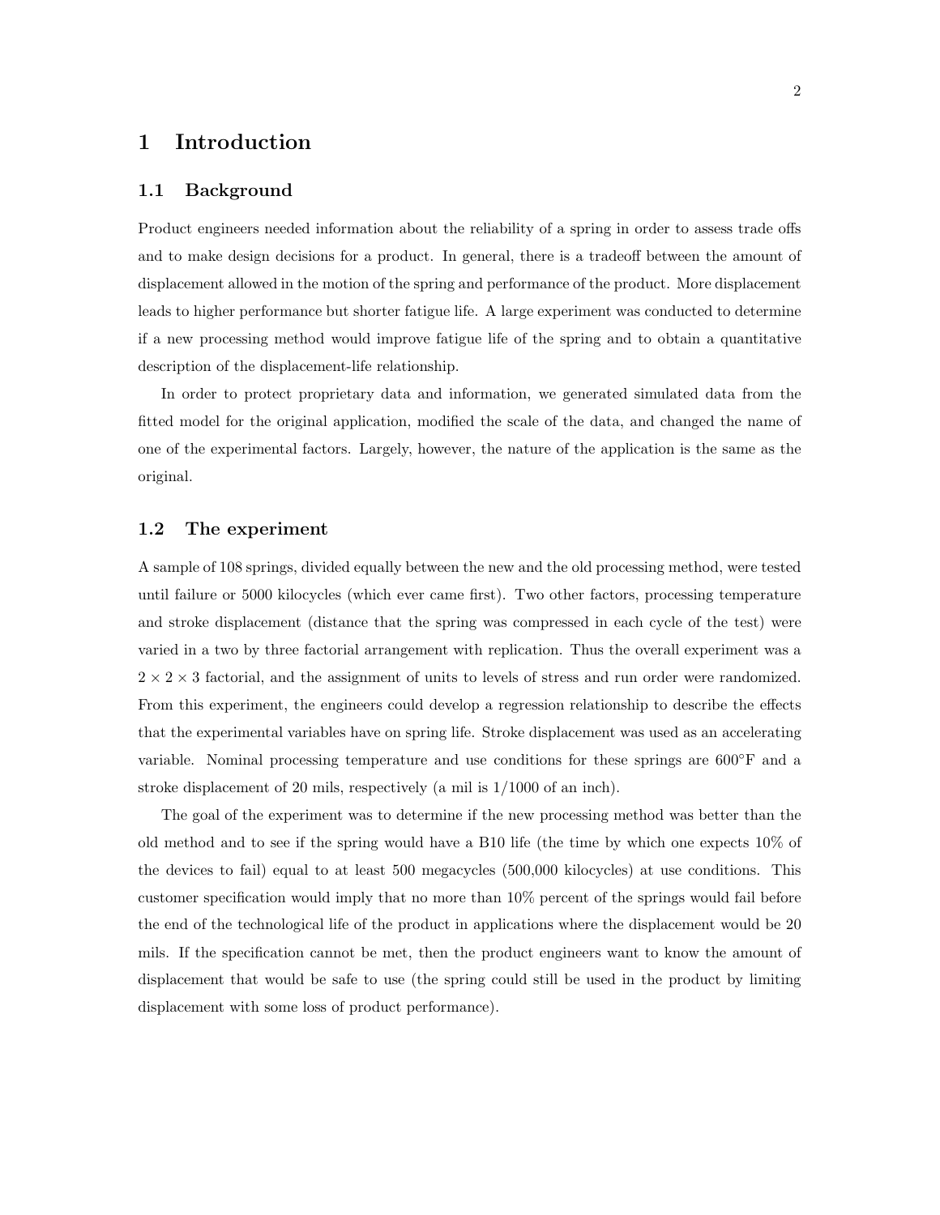# 1 Introduction

## 1.1 Background

Product engineers needed information about the reliability of a spring in order to assess trade offs and to make design decisions for a product. In general, there is a tradeoff between the amount of displacement allowed in the motion of the spring and performance of the product. More displacement leads to higher performance but shorter fatigue life. A large experiment was conducted to determine if a new processing method would improve fatigue life of the spring and to obtain a quantitative description of the displacement-life relationship.

In order to protect proprietary data and information, we generated simulated data from the fitted model for the original application, modified the scale of the data, and changed the name of one of the experimental factors. Largely, however, the nature of the application is the same as the original.

## 1.2 The experiment

A sample of 108 springs, divided equally between the new and the old processing method, were tested until failure or 5000 kilocycles (which ever came first). Two other factors, processing temperature and stroke displacement (distance that the spring was compressed in each cycle of the test) were varied in a two by three factorial arrangement with replication. Thus the overall experiment was a $2 \times 2 \times 3$ factorial, and the assignment of units to levels of stress and run order were randomized. From this experiment, the engineers could develop a regression relationship to describe the effects that the experimental variables have on spring life. Stroke displacement was used as an accelerating variable. Nominal processing temperature and use conditions for these springs are 600°F and a stroke displacement of 20 mils, respectively (a mil is 1/1000 of an inch).

The goal of the experiment was to determine if the new processing method was better than the old method and to see if the spring would have a B10 life (the time by which one expects 10% of the devices to fail) equal to at least 500 megacycles (500,000 kilocycles) at use conditions. This customer specification would imply that no more than 10% percent of the springs would fail before the end of the technological life of the product in applications where the displacement would be 20 mils. If the specification cannot be met, then the product engineers want to know the amount of displacement that would be safe to use (the spring could still be used in the product by limiting displacement with some loss of product performance).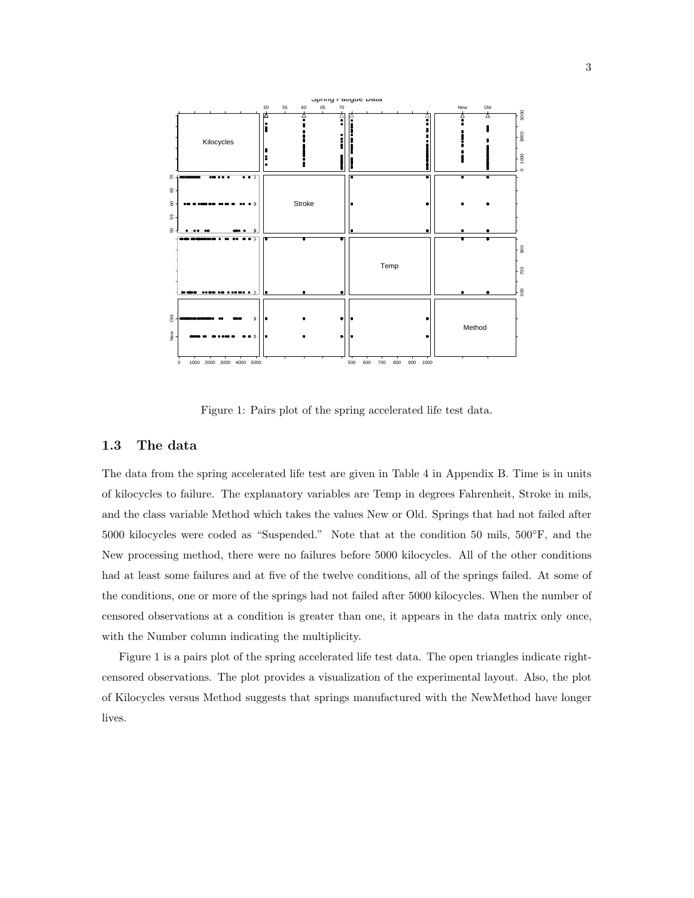Figure 1: Pairs plot of the spring accelerated life test data.

### 1.3 The data

The data from the spring accelerated life test are given in Table 4 in Appendix B. Time is in units of kilocycles to failure. The explanatory variables are Temp in degrees Fahrenheit, Stroke in mils, and the class variable Method which takes the values New or Old. Springs that had not failed after 5000 kilocycles were coded as "Suspended." Note that at the condition 50 mils, 500°F, and the New processing method, there were no failures before 5000 kilocycles. All of the other conditions had at least some failures and at five of the twelve conditions, all of the springs failed. At some of the conditions, one or more of the springs had not failed after 5000 kilocycles. When the number of censored observations at a condition is greater than one, it appears in the data matrix only once, with the Number column indicating the multiplicity.

Figure 1 is a pairs plot of the spring accelerated life test data. The open triangles indicate right-censored observations. The plot provides a visualization of the experimental layout. Also, the plot of Kilocycles versus Method suggests that springs manufactured with the NewMethod have longer lives.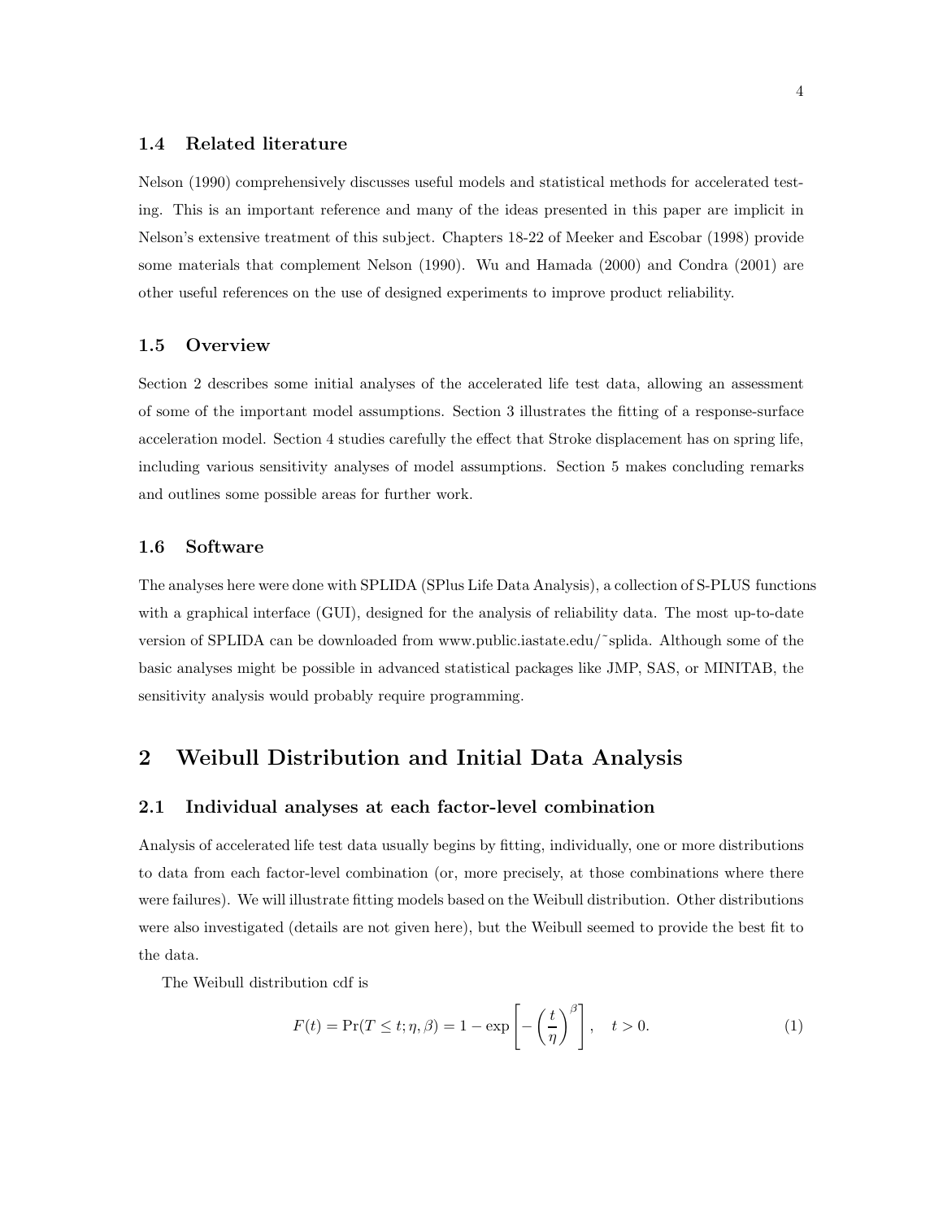### 1.4 Related literature

Nelson (1990) comprehensively discusses useful models and statistical methods for accelerated testing. This is an important reference and many of the ideas presented in this paper are implicit in Nelson's extensive treatment of this subject. Chapters 18-22 of Meeker and Escobar (1998) provide some materials that complement Nelson (1990). Wu and Hamada (2000) and Condra (2001) are other useful references on the use of designed experiments to improve product reliability.

### 1.5 Overview

Section 2 describes some initial analyses of the accelerated life test data, allowing an assessment of some of the important model assumptions. Section 3 illustrates the fitting of a response-surface acceleration model. Section 4 studies carefully the effect that Stroke displacement has on spring life, including various sensitivity analyses of model assumptions. Section 5 makes concluding remarks and outlines some possible areas for further work.

### 1.6 Software

The analyses here were done with SPLIDA (SPlus Life Data Analysis), a collection of S-PLUS functions with a graphical interface (GUI), designed for the analysis of reliability data. The most up-to-date version of SPLIDA can be downloaded from www.public.iastate.edu/˜splida. Although some of the basic analyses might be possible in advanced statistical packages like JMP, SAS, or MINITAB, the sensitivity analysis would probably require programming.

## 2 Weibull Distribution and Initial Data Analysis

### 2.1 Individual analyses at each factor-level combination

Analysis of accelerated life test data usually begins by fitting, individually, one or more distributions to data from each factor-level combination (or, more precisely, at those combinations where there were failures). We will illustrate fitting models based on the Weibull distribution. Other distributions were also investigated (details are not given here), but the Weibull seemed to provide the best fit to the data.

The Weibull distribution cdf is

$$F(t) = \Pr(T \leq t; \eta, \beta) = 1 - \exp\left[-\left(\frac{t}{\eta}\right)^{\beta}\right], \quad t > 0. \tag{1}$$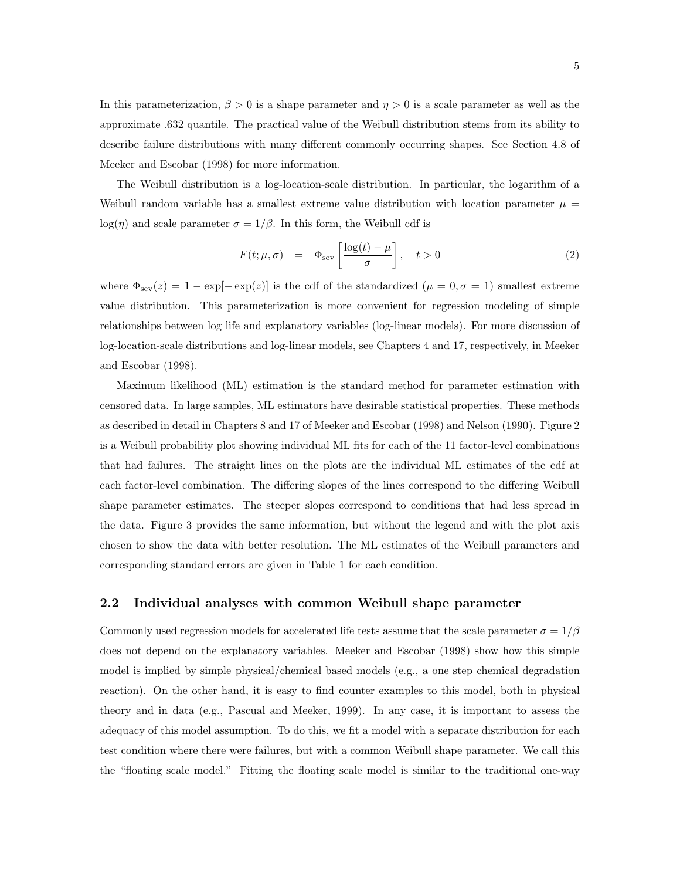In this parameterization, $\beta > 0$ is a shape parameter and $\eta > 0$ is a scale parameter as well as the approximate .632 quantile. The practical value of the Weibull distribution stems from its ability to describe failure distributions with many different commonly occurring shapes. See Section 4.8 of Meeker and Escobar (1998) for more information.

The Weibull distribution is a log-location-scale distribution. In particular, the logarithm of a Weibull random variable has a smallest extreme value distribution with location parameter $\mu = \log(\eta)$ and scale parameter $\sigma = 1/\beta$. In this form, the Weibull cdf is

$$F(t; \mu, \sigma) \quad = \quad \Phi_{\text{sev}}\left[\frac{\log(t) - \mu}{\sigma}\right], \quad t > 0 \tag{2}$$

where $\Phi_{\text{sev}}(z) = 1 - \exp[-\exp(z)]$ is the cdf of the standardized ($\mu = 0, \sigma = 1$) smallest extreme value distribution. This parameterization is more convenient for regression modeling of simple relationships between log life and explanatory variables (log-linear models). For more discussion of log-location-scale distributions and log-linear models, see Chapters 4 and 17, respectively, in Meeker and Escobar (1998).

Maximum likelihood (ML) estimation is the standard method for parameter estimation with censored data. In large samples, ML estimators have desirable statistical properties. These methods as described in detail in Chapters 8 and 17 of Meeker and Escobar (1998) and Nelson (1990). Figure 2 is a Weibull probability plot showing individual ML fits for each of the 11 factor-level combinations that had failures. The straight lines on the plots are the individual ML estimates of the cdf at each factor-level combination. The differing slopes of the lines correspond to the differing Weibull shape parameter estimates. The steeper slopes correspond to conditions that had less spread in the data. Figure 3 provides the same information, but without the legend and with the plot axis chosen to show the data with better resolution. The ML estimates of the Weibull parameters and corresponding standard errors are given in Table 1 for each condition.

## 2.2 Individual analyses with common Weibull shape parameter

Commonly used regression models for accelerated life tests assume that the scale parameter $\sigma = 1/\beta$ does not depend on the explanatory variables. Meeker and Escobar (1998) show how this simple model is implied by simple physical/chemical based models (e.g., a one step chemical degradation reaction). On the other hand, it is easy to find counter examples to this model, both in physical theory and in data (e.g., Pascual and Meeker, 1999). In any case, it is important to assess the adequacy of this model assumption. To do this, we fit a model with a separate distribution for each test condition where there were failures, but with a common Weibull shape parameter. We call this the "floating scale model." Fitting the floating scale model is similar to the traditional one-way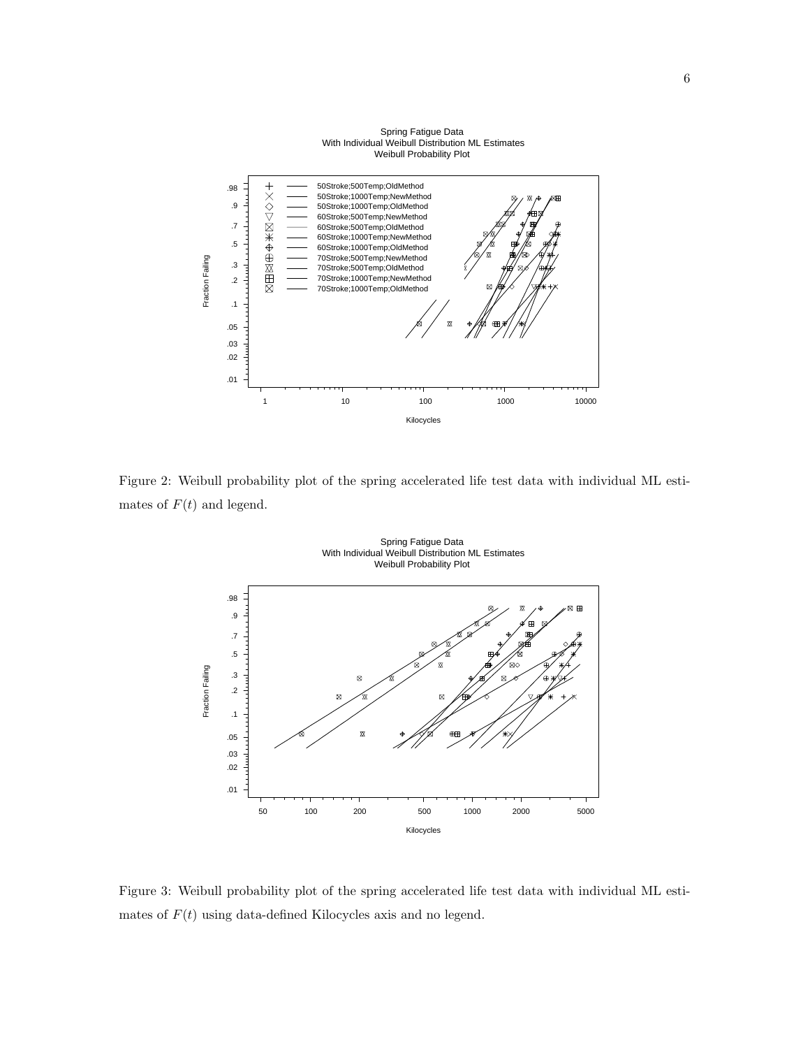Figure 2: Weibull probability plot of the spring accelerated life test data with individual ML estimates of $F(t)$ and legend.

Figure 3: Weibull probability plot of the spring accelerated life test data with individual ML estimates of $F(t)$ using data-defined Kilocycles axis and no legend.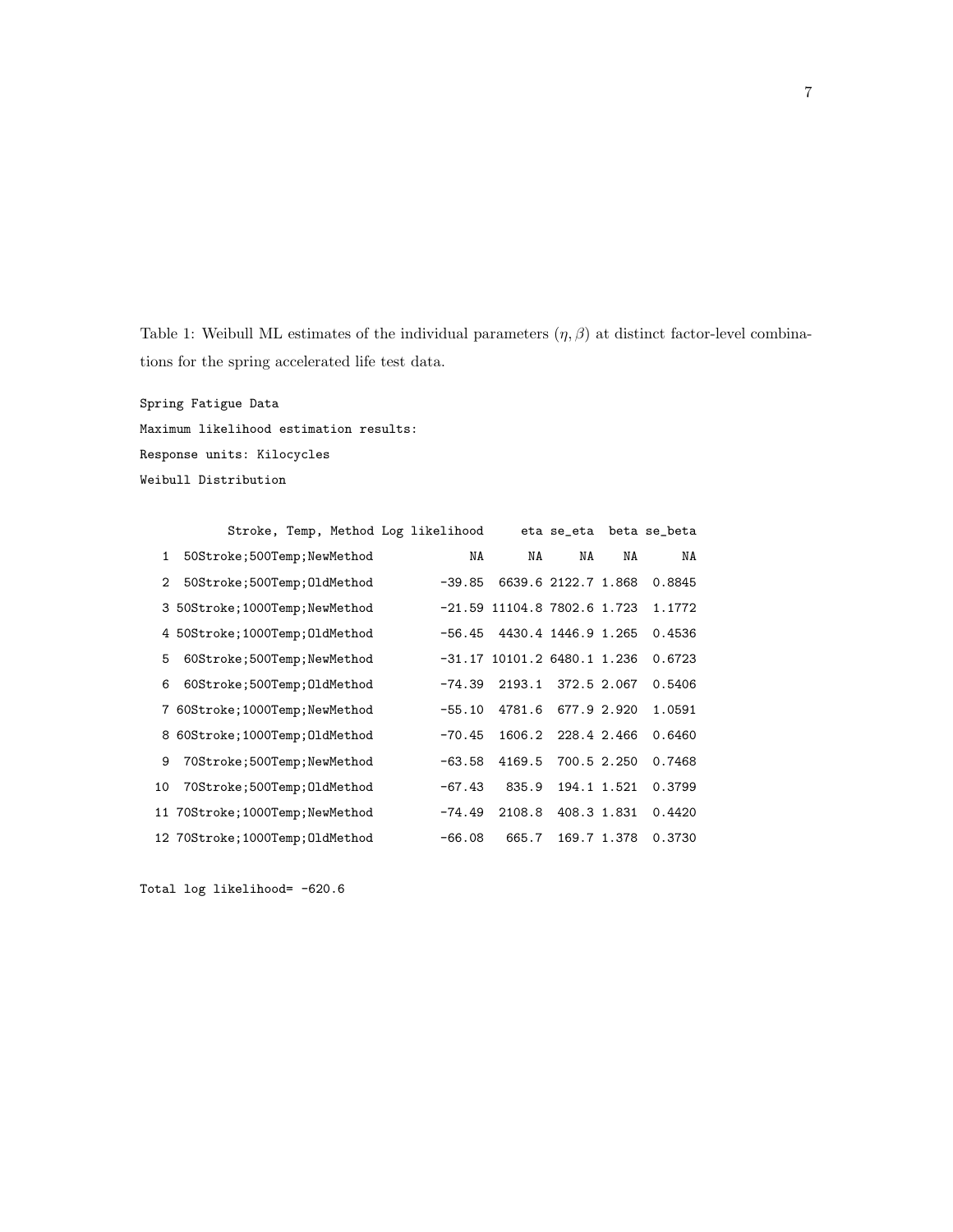Table 1: Weibull ML estimates of the individual parameters $(\eta, \beta)$ at distinct factor-level combinations for the spring accelerated life test data.

```
Spring Fatigue Data
Maximum likelihood estimation results:
Response units: Kilocycles
Weibull Distribution
```

| | Stroke, Temp, Method | Log likelihood | eta | se_eta | beta | se_beta |
|---|---|---|---|---|---|---|
| 1 | 50Stroke;500Temp;NewMethod | NA | NA | NA | NA | NA |
| 2 | 50Stroke;500Temp;OldMethod | -39.85 | 6639.6 | 2122.7 | 1.868 | 0.8845 |
| 3 | 50Stroke;1000Temp;NewMethod | -21.59 | 11104.8 | 7802.6 | 1.723 | 1.1772 |
| 4 | 50Stroke;1000Temp;OldMethod | -56.45 | 4430.4 | 1446.9 | 1.265 | 0.4536 |
| 5 | 60Stroke;500Temp;NewMethod | -31.17 | 10101.2 | 6480.1 | 1.236 | 0.6723 |
| 6 | 60Stroke;500Temp;OldMethod | -74.39 | 2193.1 | 372.5 | 2.067 | 0.5406 |
| 7 | 60Stroke;1000Temp;NewMethod | -55.10 | 4781.6 | 677.9 | 2.920 | 1.0591 |
| 8 | 60Stroke;1000Temp;OldMethod | -70.45 | 1606.2 | 228.4 | 2.466 | 0.6460 |
| 9 | 70Stroke;500Temp;NewMethod | -63.58 | 4169.5 | 700.5 | 2.250 | 0.7468 |
| 10 | 70Stroke;500Temp;OldMethod | -67.43 | 835.9 | 194.1 | 1.521 | 0.3799 |
| 11 | 70Stroke;1000Temp;NewMethod | -74.49 | 2108.8 | 408.3 | 1.831 | 0.4420 |
| 12 | 70Stroke;1000Temp;OldMethod | -66.08 | 665.7 | 169.7 | 1.378 | 0.3730 |

```
Total log likelihood= -620.6
```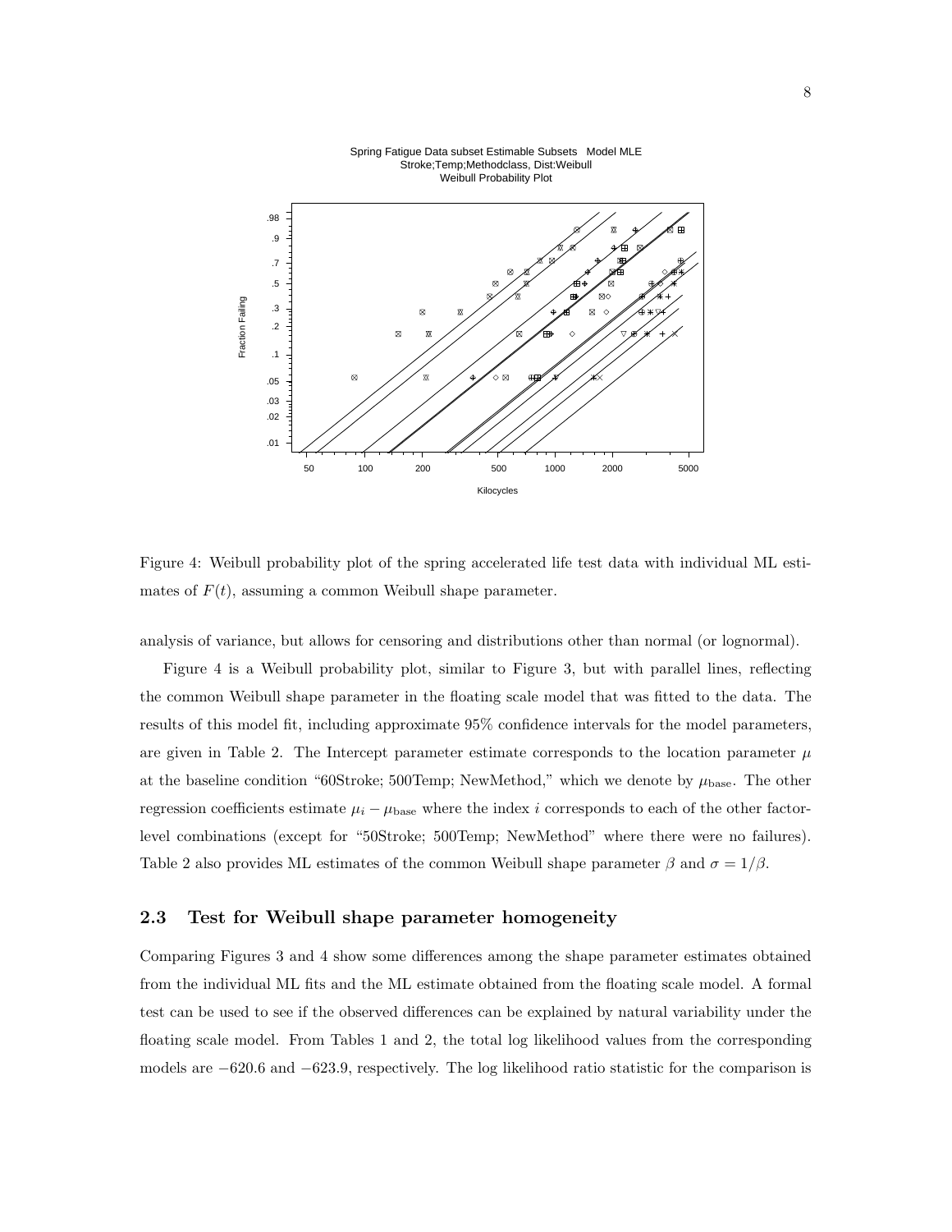Figure 4: Weibull probability plot of the spring accelerated life test data with individual ML estimates of $F(t)$, assuming a common Weibull shape parameter.

analysis of variance, but allows for censoring and distributions other than normal (or lognormal).

Figure 4 is a Weibull probability plot, similar to Figure 3, but with parallel lines, reflecting the common Weibull shape parameter in the floating scale model that was fitted to the data. The results of this model fit, including approximate 95% confidence intervals for the model parameters, are given in Table 2. The Intercept parameter estimate corresponds to the location parameter $\mu$ at the baseline condition "60Stroke; 500Temp; NewMethod," which we denote by $\mu_{\text{base}}$. The other regression coefficients estimate $\mu_i - \mu_{\text{base}}$ where the index $i$ corresponds to each of the other factor-level combinations (except for "50Stroke; 500Temp; NewMethod" where there were no failures). Table 2 also provides ML estimates of the common Weibull shape parameter $\beta$ and $\sigma = 1/\beta$.

## 2.3 Test for Weibull shape parameter homogeneity

Comparing Figures 3 and 4 show some differences among the shape parameter estimates obtained from the individual ML fits and the ML estimate obtained from the floating scale model. A formal test can be used to see if the observed differences can be explained by natural variability under the floating scale model. From Tables 1 and 2, the total log likelihood values from the corresponding models are $-620.6$ and $-623.9$, respectively. The log likelihood ratio statistic for the comparison is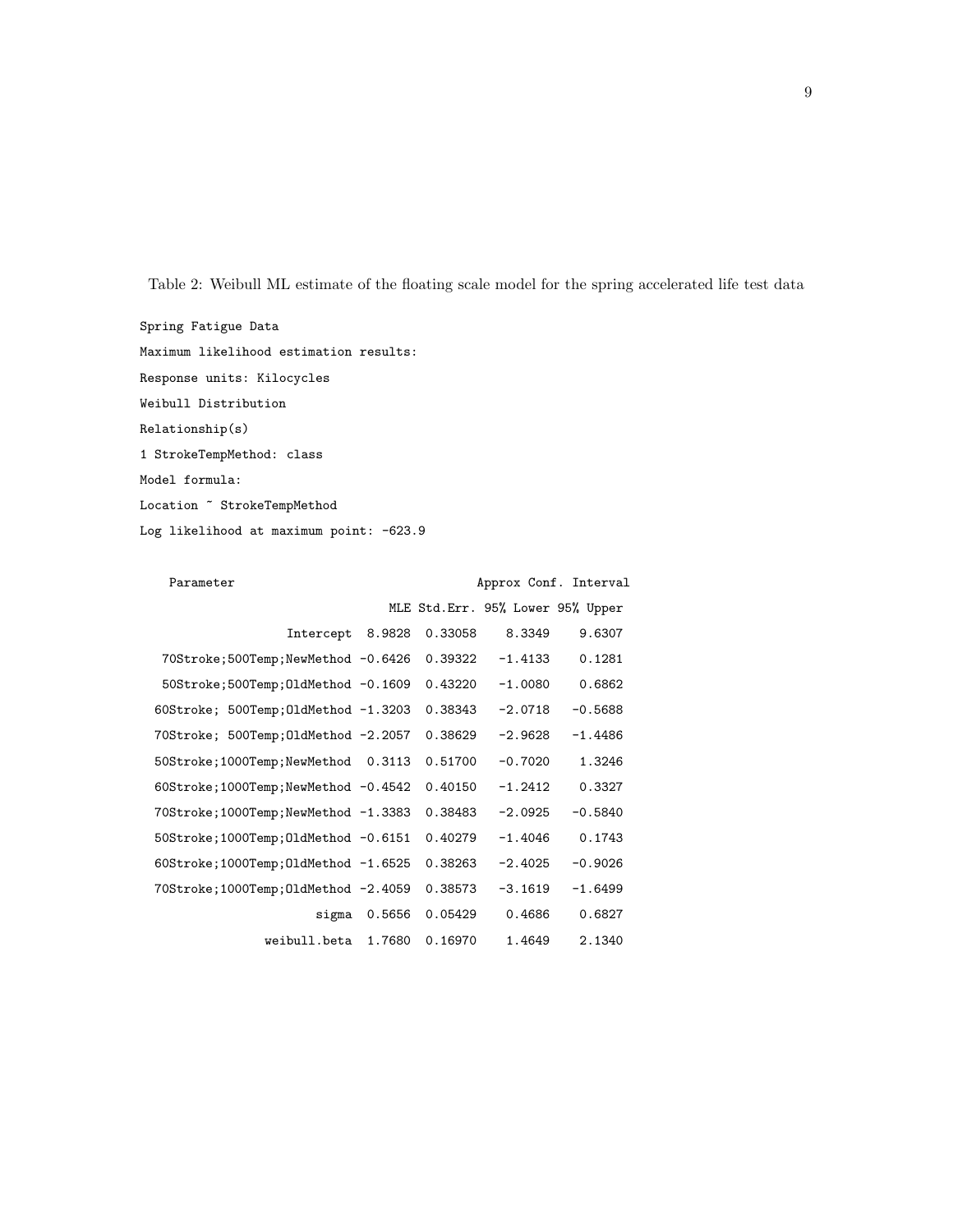Table 2: Weibull ML estimate of the floating scale model for the spring accelerated life test data

```
Spring Fatigue Data
Maximum likelihood estimation results:
Response units: Kilocycles
Weibull Distribution
Relationship(s)
1 StrokeTempMethod: class
Model formula:
Location ~ StrokeTempMethod
Log likelihood at maximum point: -623.9

   Parameter                                    Approx Conf. Interval
                                  MLE Std.Err. 95% Lower 95% Upper
                  Intercept  8.9828  0.33058    8.3349    9.6307
  70Stroke;500Temp;NewMethod -0.6426  0.39322   -1.4133    0.1281
  50Stroke;500Temp;OldMethod -0.1609  0.43220   -1.0080    0.6862
 60Stroke; 500Temp;OldMethod -1.3203  0.38343   -2.0718   -0.5688
 70Stroke; 500Temp;OldMethod -2.2057  0.38629   -2.9628   -1.4486
 50Stroke;1000Temp;NewMethod  0.3113  0.51700   -0.7020    1.3246
 60Stroke;1000Temp;NewMethod -0.4542  0.40150   -1.2412    0.3327
 70Stroke;1000Temp;NewMethod -1.3383  0.38483   -2.0925   -0.5840
 50Stroke;1000Temp;OldMethod -0.6151  0.40279   -1.4046    0.1743
 60Stroke;1000Temp;OldMethod -1.6525  0.38263   -2.4025   -0.9026
 70Stroke;1000Temp;OldMethod -2.4059  0.38573   -3.1619   -1.6499
                      sigma  0.5656  0.05429    0.4686    0.6827
               weibull.beta  1.7680  0.16970    1.4649    2.1340
```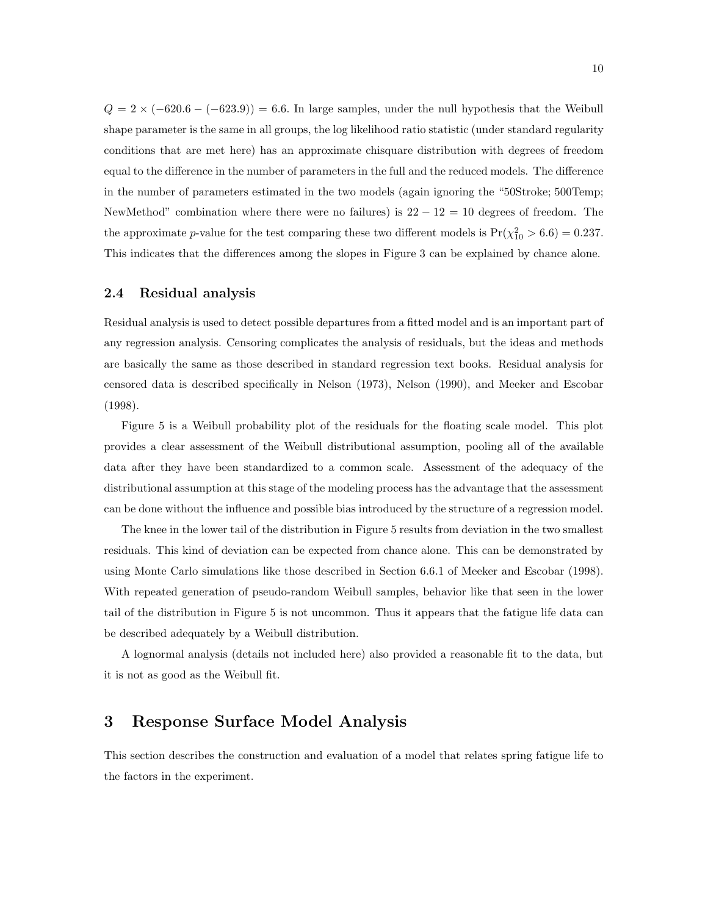$Q = 2 \times (-620.6 - (-623.9)) = 6.6$. In large samples, under the null hypothesis that the Weibull shape parameter is the same in all groups, the log likelihood ratio statistic (under standard regularity conditions that are met here) has an approximate chisquare distribution with degrees of freedom equal to the difference in the number of parameters in the full and the reduced models. The difference in the number of parameters estimated in the two models (again ignoring the "50Stroke; 500Temp; NewMethod" combination where there were no failures) is $22 - 12 = 10$ degrees of freedom. The the approximate $p$-value for the test comparing these two different models is $\Pr(\chi^2_{10} > 6.6) = 0.237$. This indicates that the differences among the slopes in Figure 3 can be explained by chance alone.

### 2.4 Residual analysis

Residual analysis is used to detect possible departures from a fitted model and is an important part of any regression analysis. Censoring complicates the analysis of residuals, but the ideas and methods are basically the same as those described in standard regression text books. Residual analysis for censored data is described specifically in Nelson (1973), Nelson (1990), and Meeker and Escobar (1998).

Figure 5 is a Weibull probability plot of the residuals for the floating scale model. This plot provides a clear assessment of the Weibull distributional assumption, pooling all of the available data after they have been standardized to a common scale. Assessment of the adequacy of the distributional assumption at this stage of the modeling process has the advantage that the assessment can be done without the influence and possible bias introduced by the structure of a regression model.

The knee in the lower tail of the distribution in Figure 5 results from deviation in the two smallest residuals. This kind of deviation can be expected from chance alone. This can be demonstrated by using Monte Carlo simulations like those described in Section 6.6.1 of Meeker and Escobar (1998). With repeated generation of pseudo-random Weibull samples, behavior like that seen in the lower tail of the distribution in Figure 5 is not uncommon. Thus it appears that the fatigue life data can be described adequately by a Weibull distribution.

A lognormal analysis (details not included here) also provided a reasonable fit to the data, but it is not as good as the Weibull fit.

## 3 Response Surface Model Analysis

This section describes the construction and evaluation of a model that relates spring fatigue life to the factors in the experiment.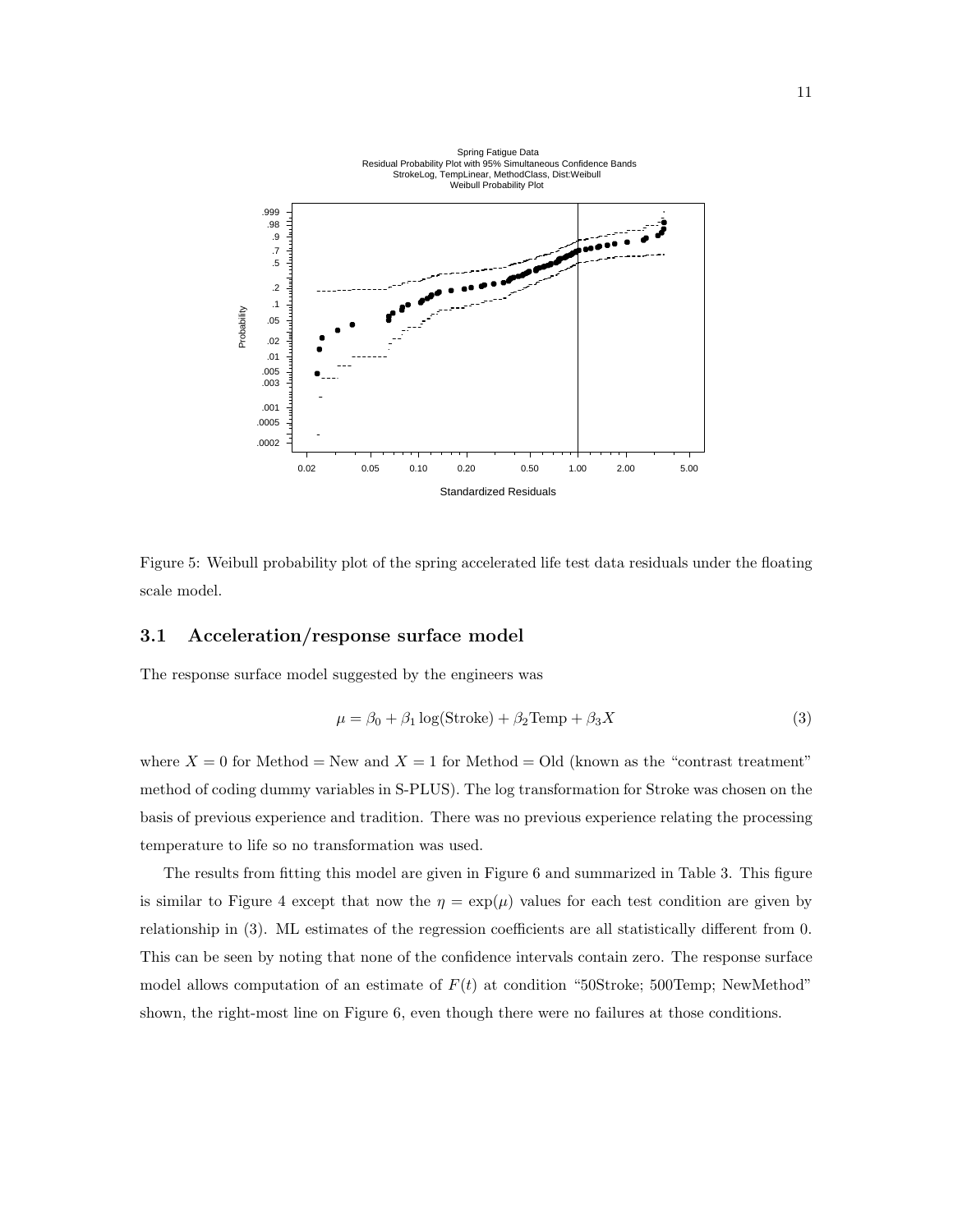Figure 5: Weibull probability plot of the spring accelerated life test data residuals under the floating scale model.

## 3.1 Acceleration/response surface model

The response surface model suggested by the engineers was

$$\mu = \beta_0 + \beta_1 \log(\text{Stroke}) + \beta_2 \text{Temp} + \beta_3 X \tag{3}$$

where $X = 0$ for Method = New and $X = 1$ for Method = Old (known as the "contrast treatment" method of coding dummy variables in S-PLUS). The log transformation for Stroke was chosen on the basis of previous experience and tradition. There was no previous experience relating the processing temperature to life so no transformation was used.

The results from fitting this model are given in Figure 6 and summarized in Table 3. This figure is similar to Figure 4 except that now the $\eta = \exp(\mu)$ values for each test condition are given by relationship in (3). ML estimates of the regression coefficients are all statistically different from 0. This can be seen by noting that none of the confidence intervals contain zero. The response surface model allows computation of an estimate of $F(t)$ at condition "50Stroke; 500Temp; NewMethod" shown, the right-most line on Figure 6, even though there were no failures at those conditions.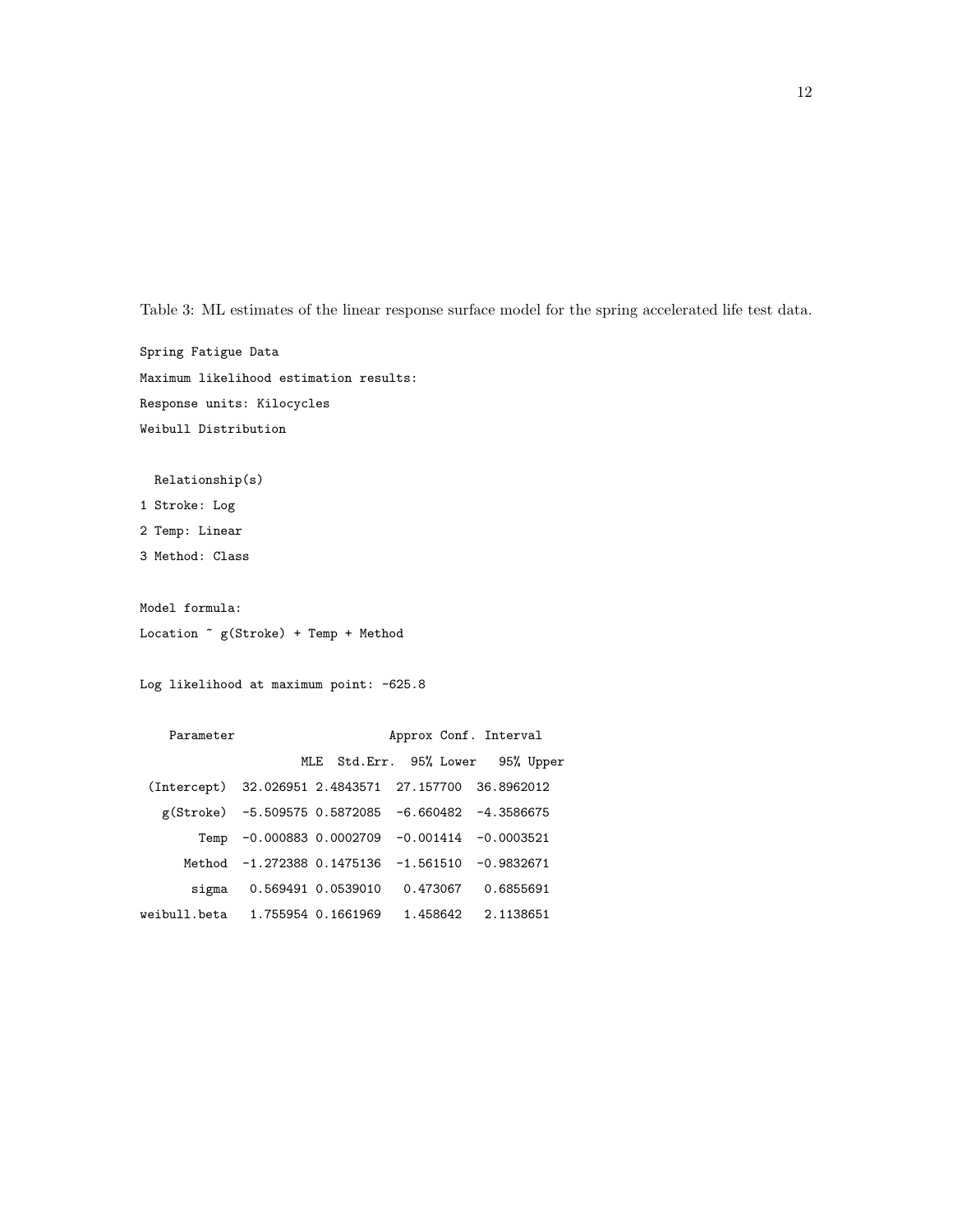Table 3: ML estimates of the linear response surface model for the spring accelerated life test data.

```
Spring Fatigue Data
Maximum likelihood estimation results:
Response units: Kilocycles
Weibull Distribution

  Relationship(s)
1 Stroke: Log
2 Temp: Linear
3 Method: Class

Model formula:
Location ~ g(Stroke) + Temp + Method

Log likelihood at maximum point: -625.8

    Parameter                     Approx Conf. Interval
                  MLE  Std.Err.  95% Lower   95% Upper
 (Intercept)  32.026951 2.4843571  27.157700  36.8962012
   g(Stroke)  -5.509575 0.5872085  -6.660482  -4.3586675
        Temp  -0.000883 0.0002709  -0.001414  -0.0003521
      Method  -1.272388 0.1475136  -1.561510  -0.9832671
       sigma   0.569491 0.0539010   0.473067   0.6855691
weibull.beta   1.755954 0.1661969   1.458642   2.1138651
```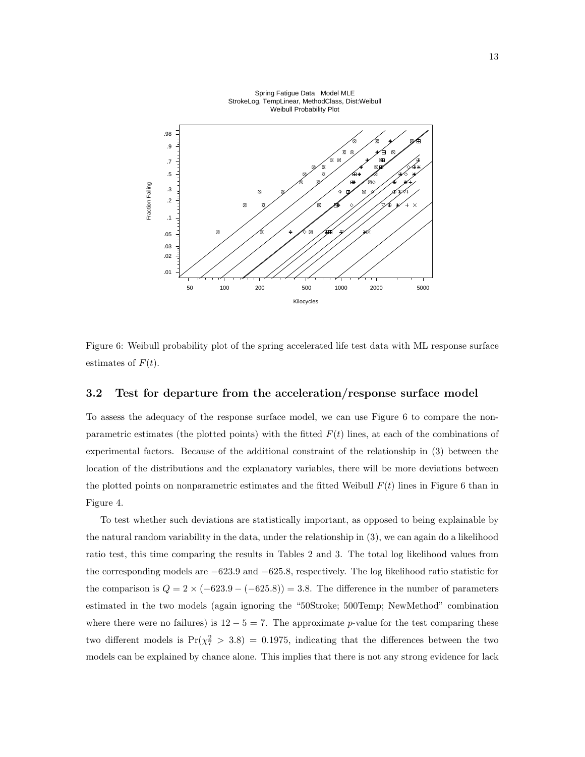Figure 6: Weibull probability plot of the spring accelerated life test data with ML response surface estimates of $F(t)$.

### 3.2 Test for departure from the acceleration/response surface model

To assess the adequacy of the response surface model, we can use Figure 6 to compare the nonparametric estimates (the plotted points) with the fitted $F(t)$ lines, at each of the combinations of experimental factors. Because of the additional constraint of the relationship in (3) between the location of the distributions and the explanatory variables, there will be more deviations between the plotted points on nonparametric estimates and the fitted Weibull $F(t)$ lines in Figure 6 than in Figure 4.

To test whether such deviations are statistically important, as opposed to being explainable by the natural random variability in the data, under the relationship in (3), we can again do a likelihood ratio test, this time comparing the results in Tables 2 and 3. The total log likelihood values from the corresponding models are $-623.9$ and $-625.8$, respectively. The log likelihood ratio statistic for the comparison is $Q = 2 \times (-623.9 - (-625.8)) = 3.8$. The difference in the number of parameters estimated in the two models (again ignoring the "50Stroke; 500Temp; NewMethod" combination where there were no failures) is $12 - 5 = 7$. The approximate $p$-value for the test comparing these two different models is $\Pr(\chi^2_7 > 3.8) = 0.1975$, indicating that the differences between the two models can be explained by chance alone. This implies that there is not any strong evidence for lack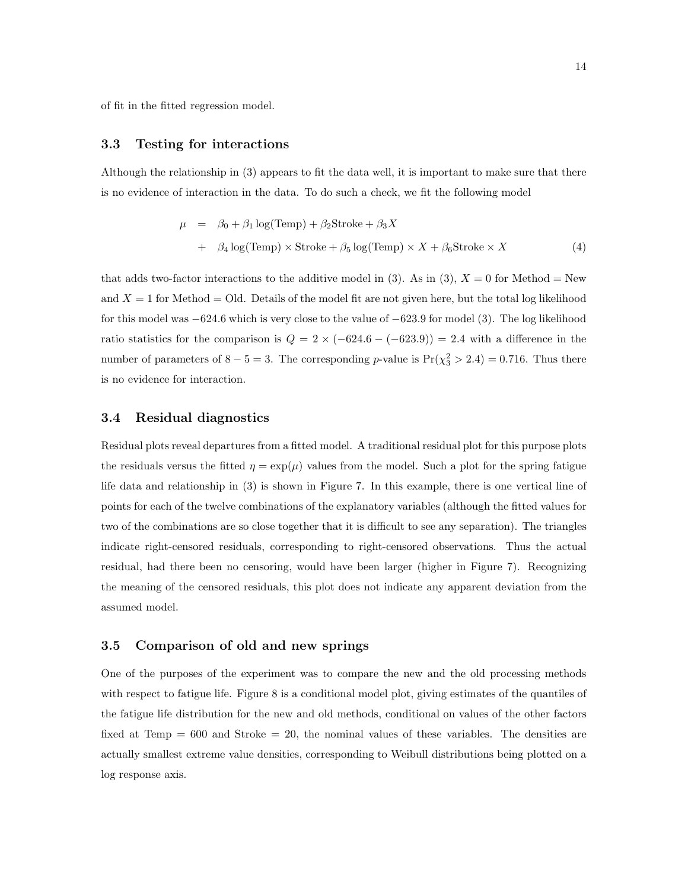of fit in the fitted regression model.

### 3.3 Testing for interactions

Although the relationship in (3) appears to fit the data well, it is important to make sure that there is no evidence of interaction in the data. To do such a check, we fit the following model

$$
\begin{aligned}
\mu &= \beta_0 + \beta_1 \log(\text{Temp}) + \beta_2 \text{Stroke} + \beta_3 X \\
&+ \beta_4 \log(\text{Temp}) \times \text{Stroke} + \beta_5 \log(\text{Temp}) \times X + \beta_6 \text{Stroke} \times X
\end{aligned}
\tag{4}
$$

that adds two-factor interactions to the additive model in (3). As in (3), $X = 0$ for Method = New and $X = 1$ for Method = Old. Details of the model fit are not given here, but the total log likelihood for this model was $-624.6$ which is very close to the value of $-623.9$ for model (3). The log likelihood ratio statistics for the comparison is $Q = 2 \times (-624.6 - (-623.9)) = 2.4$ with a difference in the number of parameters of $8 - 5 = 3$. The corresponding $p$-value is $\Pr(\chi^2_3 > 2.4) = 0.716$. Thus there is no evidence for interaction.

### 3.4 Residual diagnostics

Residual plots reveal departures from a fitted model. A traditional residual plot for this purpose plots the residuals versus the fitted $\eta = \exp(\mu)$ values from the model. Such a plot for the spring fatigue life data and relationship in (3) is shown in Figure 7. In this example, there is one vertical line of points for each of the twelve combinations of the explanatory variables (although the fitted values for two of the combinations are so close together that it is difficult to see any separation). The triangles indicate right-censored residuals, corresponding to right-censored observations. Thus the actual residual, had there been no censoring, would have been larger (higher in Figure 7). Recognizing the meaning of the censored residuals, this plot does not indicate any apparent deviation from the assumed model.

### 3.5 Comparison of old and new springs

One of the purposes of the experiment was to compare the new and the old processing methods with respect to fatigue life. Figure 8 is a conditional model plot, giving estimates of the quantiles of the fatigue life distribution for the new and old methods, conditional on values of the other factors fixed at Temp = 600 and Stroke = 20, the nominal values of these variables. The densities are actually smallest extreme value densities, corresponding to Weibull distributions being plotted on a log response axis.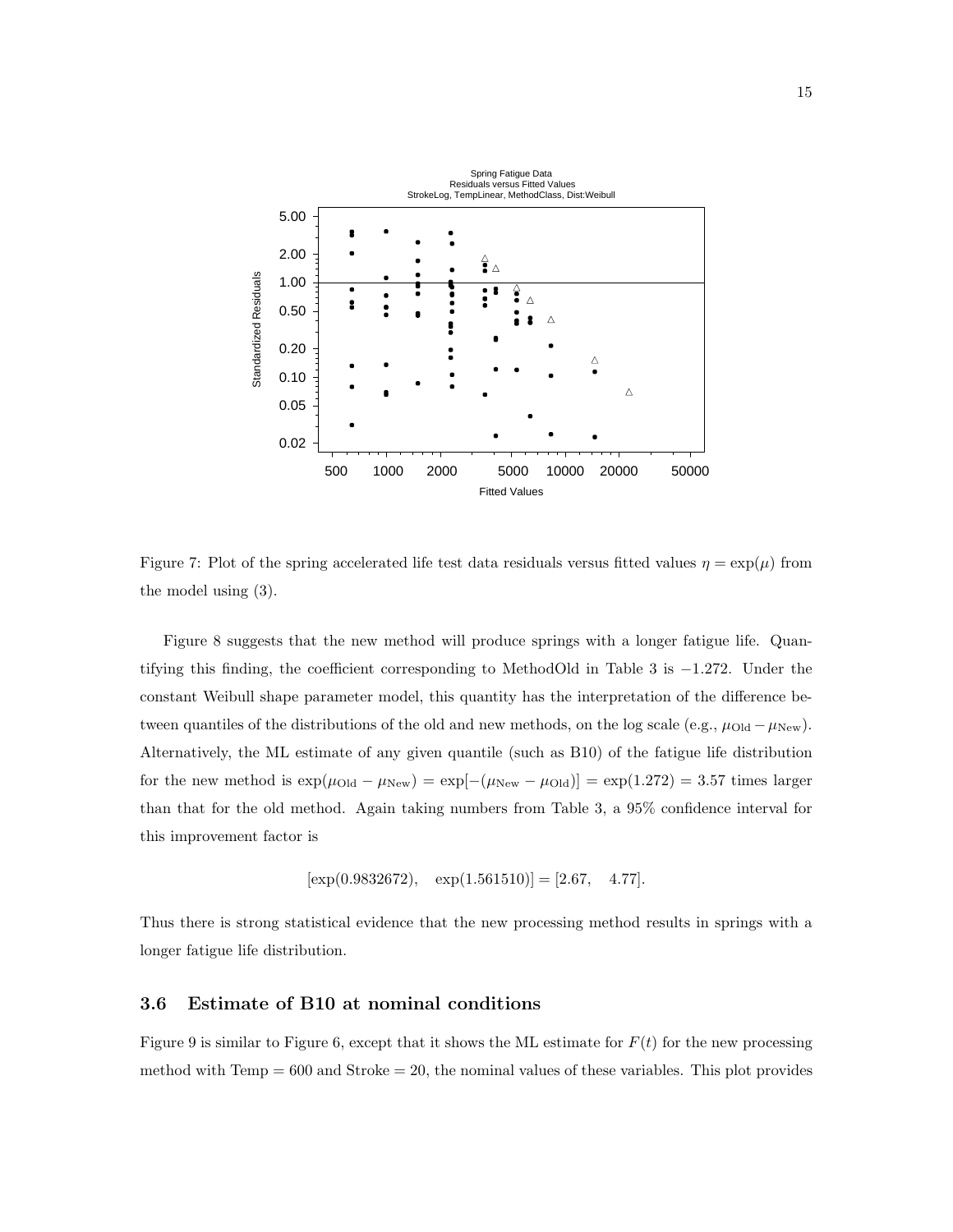Figure 7: Plot of the spring accelerated life test data residuals versus fitted values $\eta = \exp(\mu)$ from the model using (3).

Figure 8 suggests that the new method will produce springs with a longer fatigue life. Quantifying this finding, the coefficient corresponding to MethodOld in Table 3 is $-1.272$. Under the constant Weibull shape parameter model, this quantity has the interpretation of the difference between quantiles of the distributions of the old and new methods, on the log scale (e.g., $\mu_{\text{Old}} - \mu_{\text{New}}$). Alternatively, the ML estimate of any given quantile (such as B10) of the fatigue life distribution for the new method is $\exp(\mu_{\text{Old}} - \mu_{\text{New}}) = \exp[-(\mu_{\text{New}} - \mu_{\text{Old}})] = \exp(1.272) = 3.57$ times larger than that for the old method. Again taking numbers from Table 3, a 95% confidence interval for this improvement factor is

$$[\exp(0.9832672), \quad \exp(1.561510)] = [2.67, \quad 4.77].$$

Thus there is strong statistical evidence that the new processing method results in springs with a longer fatigue life distribution.

### 3.6 Estimate of B10 at nominal conditions

Figure 9 is similar to Figure 6, except that it shows the ML estimate for $F(t)$ for the new processing method with Temp = 600 and Stroke = 20, the nominal values of these variables. This plot provides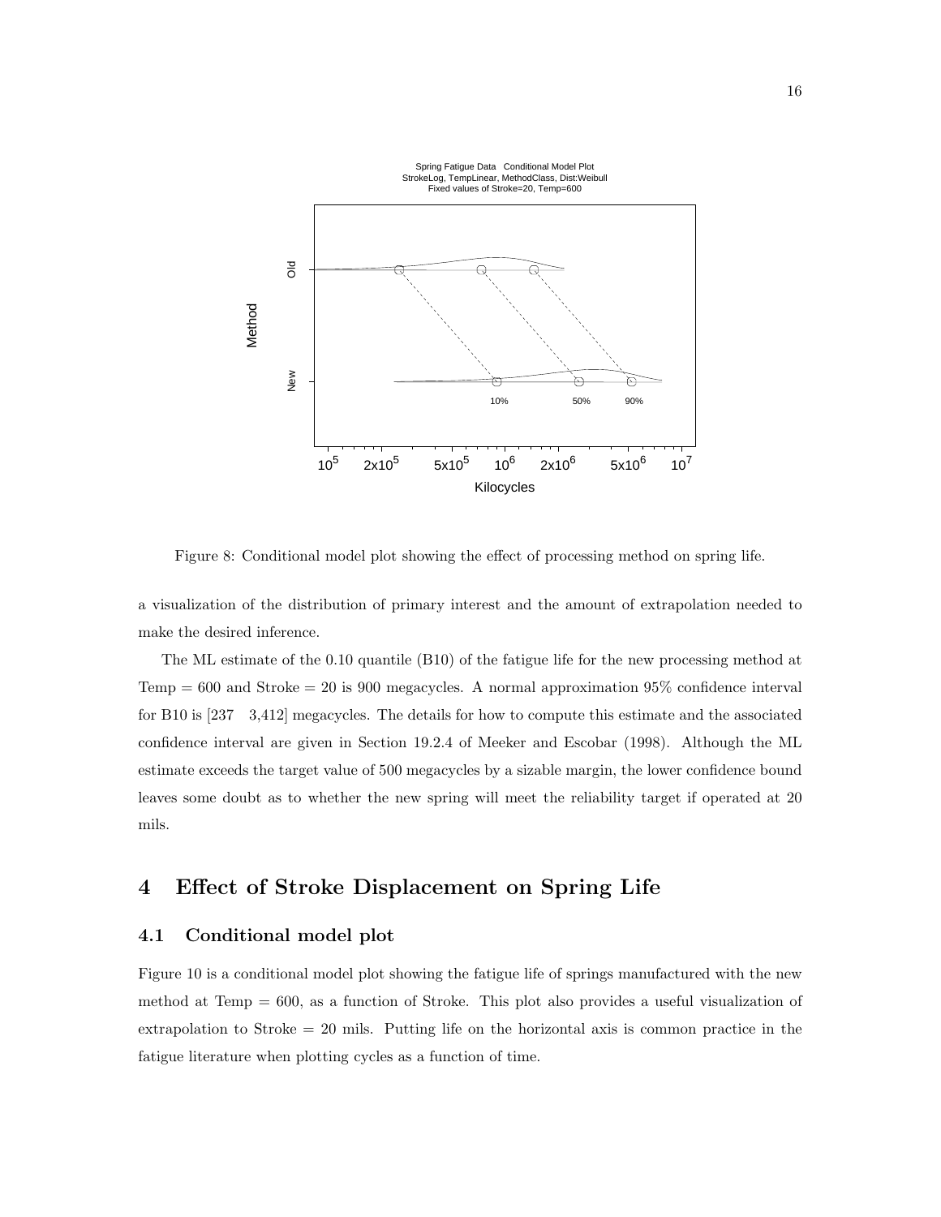Figure 8: Conditional model plot showing the effect of processing method on spring life.

a visualization of the distribution of primary interest and the amount of extrapolation needed to make the desired inference.

The ML estimate of the 0.10 quantile (B10) of the fatigue life for the new processing method at Temp = 600 and Stroke = 20 is 900 megacycles. A normal approximation 95% confidence interval for B10 is [237 3,412] megacycles. The details for how to compute this estimate and the associated confidence interval are given in Section 19.2.4 of Meeker and Escobar (1998). Although the ML estimate exceeds the target value of 500 megacycles by a sizable margin, the lower confidence bound leaves some doubt as to whether the new spring will meet the reliability target if operated at 20 mils.

# 4 Effect of Stroke Displacement on Spring Life

## 4.1 Conditional model plot

Figure 10 is a conditional model plot showing the fatigue life of springs manufactured with the new method at Temp = 600, as a function of Stroke. This plot also provides a useful visualization of extrapolation to Stroke = 20 mils. Putting life on the horizontal axis is common practice in the fatigue literature when plotting cycles as a function of time.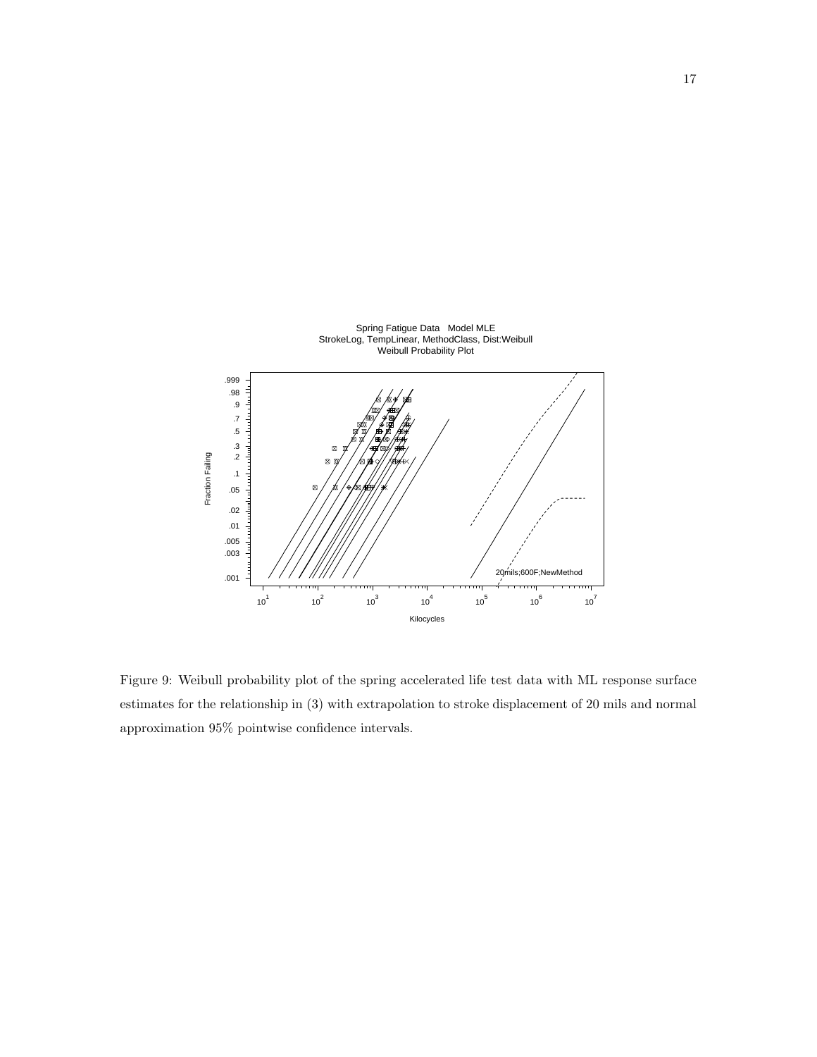Figure 9: Weibull probability plot of the spring accelerated life test data with ML response surface estimates for the relationship in (3) with extrapolation to stroke displacement of 20 mils and normal approximation 95% pointwise confidence intervals.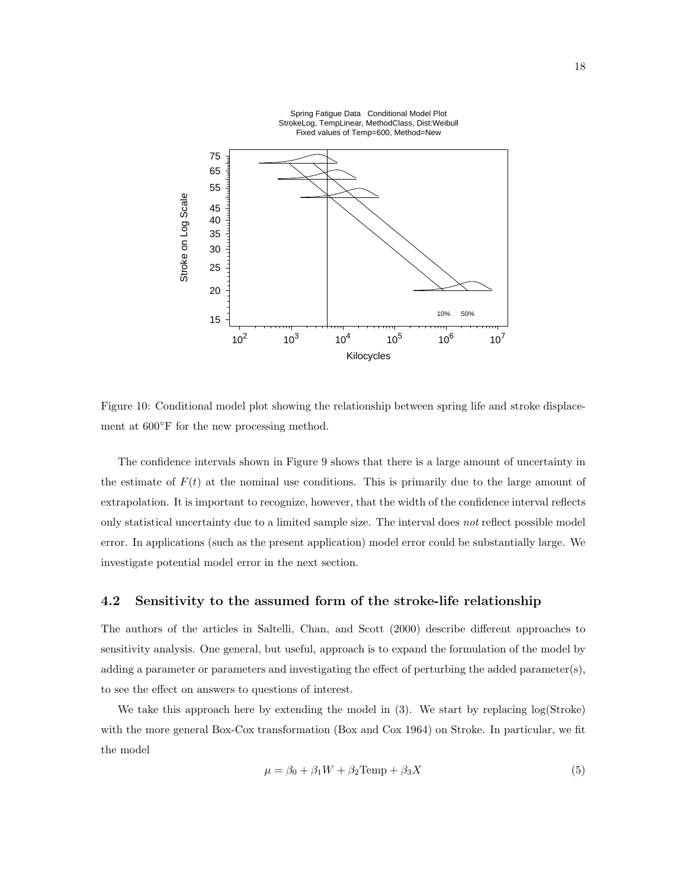Figure 10: Conditional model plot showing the relationship between spring life and stroke displacement at 600°F for the new processing method.

The confidence intervals shown in Figure 9 shows that there is a large amount of uncertainty in the estimate of $F(t)$ at the nominal use conditions. This is primarily due to the large amount of extrapolation. It is important to recognize, however, that the width of the confidence interval reflects only statistical uncertainty due to a limited sample size. The interval does *not* reflect possible model error. In applications (such as the present application) model error could be substantially large. We investigate potential model error in the next section.

### 4.2 Sensitivity to the assumed form of the stroke-life relationship

The authors of the articles in Saltelli, Chan, and Scott (2000) describe different approaches to sensitivity analysis. One general, but useful, approach is to expand the formulation of the model by adding a parameter or parameters and investigating the effect of perturbing the added parameter(s), to see the effect on answers to questions of interest.

We take this approach here by extending the model in (3). We start by replacing log(Stroke) with the more general Box-Cox transformation (Box and Cox 1964) on Stroke. In particular, we fit the model

$$\mu = \beta_0 + \beta_1 W + \beta_2 \text{Temp} + \beta_3 X \tag{5}$$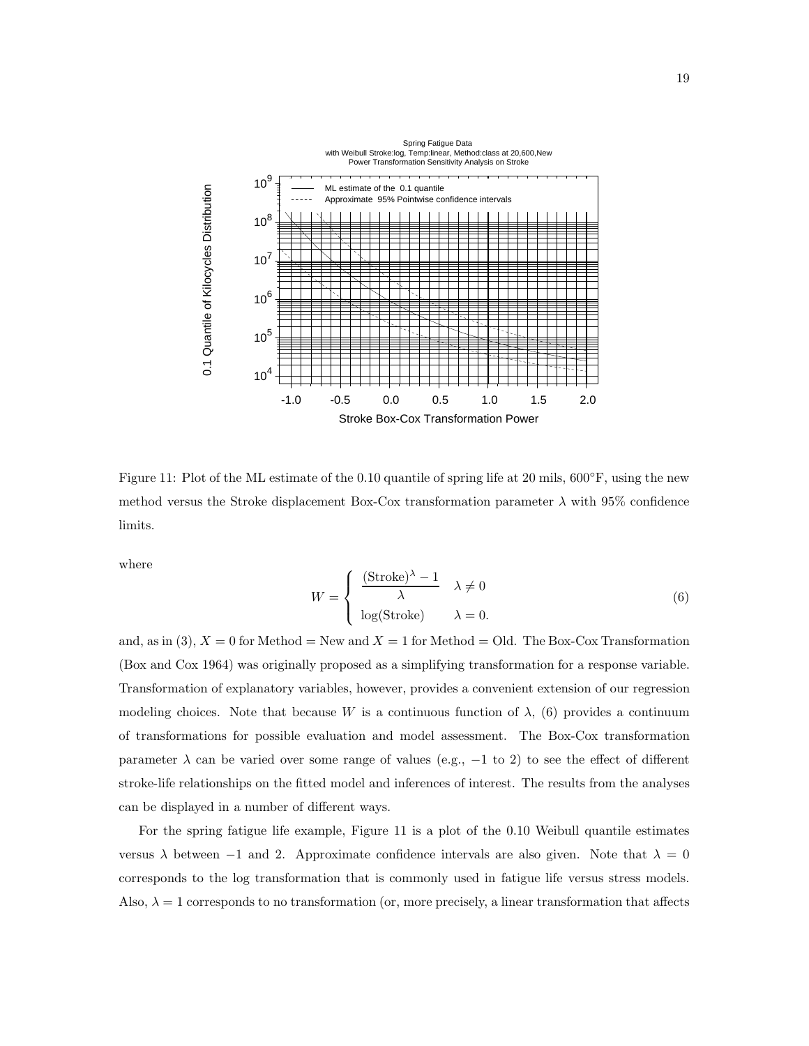Figure 11: Plot of the ML estimate of the 0.10 quantile of spring life at 20 mils, 600°F, using the new method versus the Stroke displacement Box-Cox transformation parameter $\lambda$ with 95% confidence limits.

where

$$W = \begin{cases} \dfrac{(\text{Stroke})^{\lambda} - 1}{\lambda} & \lambda \neq 0 \\ \log(\text{Stroke}) & \lambda = 0. \end{cases} \tag{6}$$

and, as in (3), $X = 0$ for Method = New and $X = 1$ for Method = Old. The Box-Cox Transformation (Box and Cox 1964) was originally proposed as a simplifying transformation for a response variable. Transformation of explanatory variables, however, provides a convenient extension of our regression modeling choices. Note that because $W$ is a continuous function of $\lambda$, (6) provides a continuum of transformations for possible evaluation and model assessment. The Box-Cox transformation parameter $\lambda$ can be varied over some range of values (e.g., $-1$ to 2) to see the effect of different stroke-life relationships on the fitted model and inferences of interest. The results from the analyses can be displayed in a number of different ways.

For the spring fatigue life example, Figure 11 is a plot of the 0.10 Weibull quantile estimates versus $\lambda$ between $-1$ and 2. Approximate confidence intervals are also given. Note that $\lambda = 0$ corresponds to the log transformation that is commonly used in fatigue life versus stress models. Also, $\lambda = 1$ corresponds to no transformation (or, more precisely, a linear transformation that affects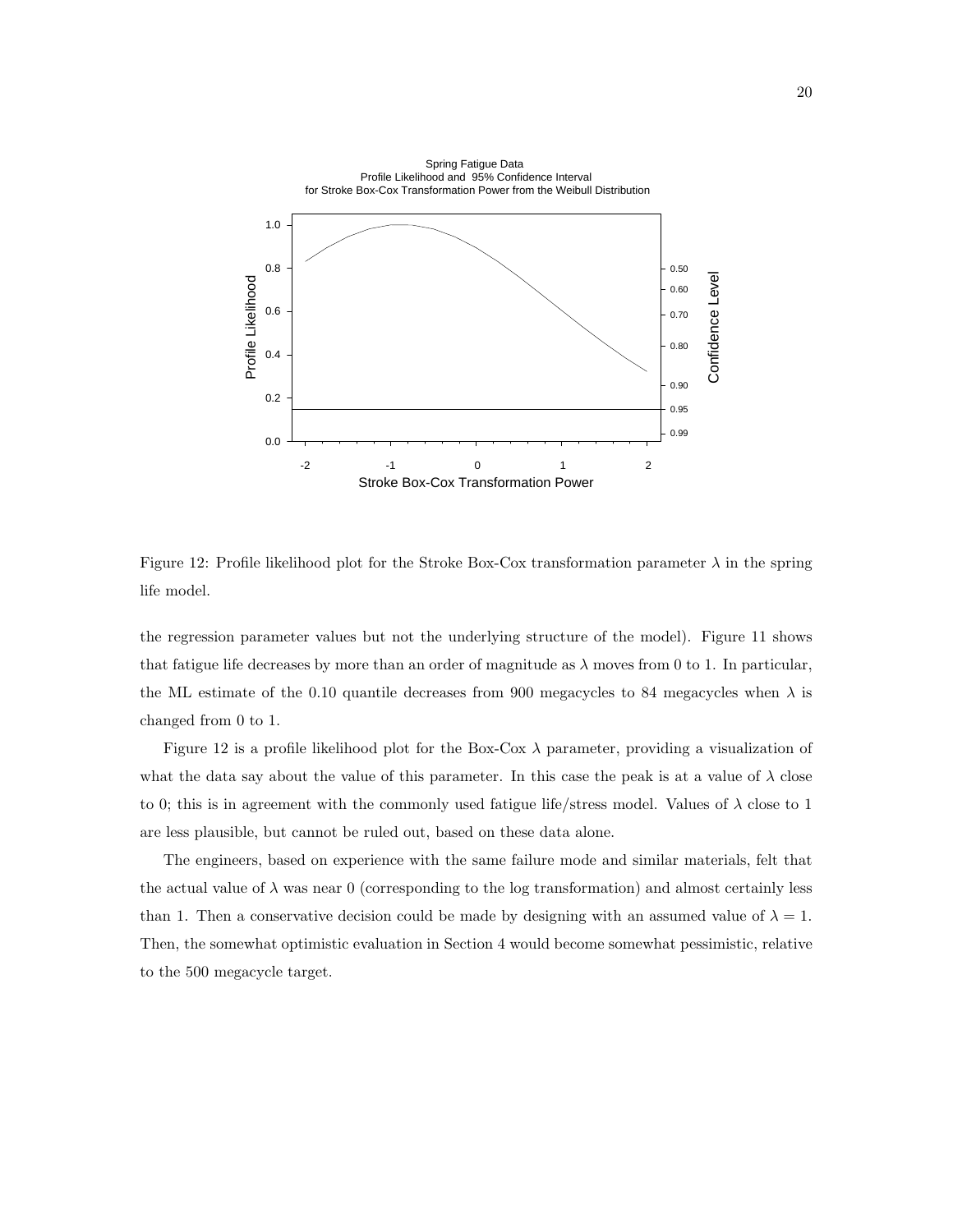Figure 12: Profile likelihood plot for the Stroke Box-Cox transformation parameter $\lambda$ in the spring life model.

the regression parameter values but not the underlying structure of the model). Figure 11 shows that fatigue life decreases by more than an order of magnitude as $\lambda$ moves from 0 to 1. In particular, the ML estimate of the 0.10 quantile decreases from 900 megacycles to 84 megacycles when $\lambda$ is changed from 0 to 1.

Figure 12 is a profile likelihood plot for the Box-Cox $\lambda$ parameter, providing a visualization of what the data say about the value of this parameter. In this case the peak is at a value of $\lambda$ close to 0; this is in agreement with the commonly used fatigue life/stress model. Values of $\lambda$ close to 1 are less plausible, but cannot be ruled out, based on these data alone.

The engineers, based on experience with the same failure mode and similar materials, felt that the actual value of $\lambda$ was near 0 (corresponding to the log transformation) and almost certainly less than 1. Then a conservative decision could be made by designing with an assumed value of $\lambda = 1$. Then, the somewhat optimistic evaluation in Section 4 would become somewhat pessimistic, relative to the 500 megacycle target.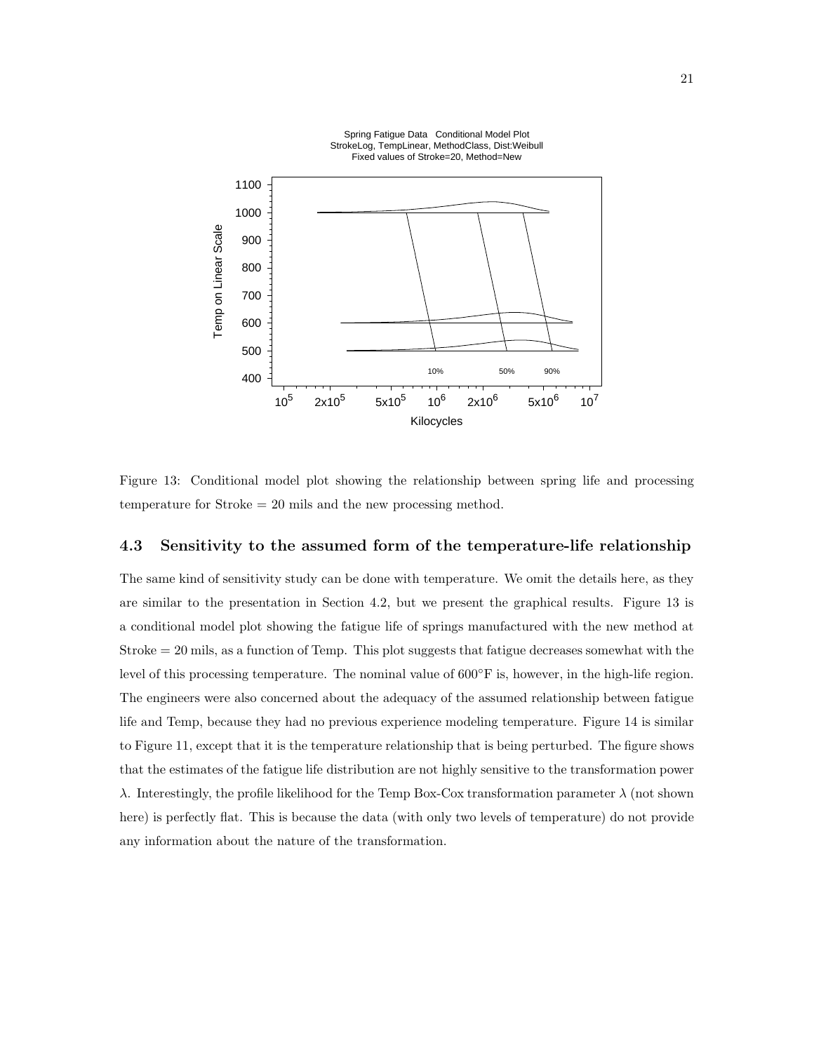Figure 13: Conditional model plot showing the relationship between spring life and processing temperature for Stroke = 20 mils and the new processing method.

### 4.3 Sensitivity to the assumed form of the temperature-life relationship

The same kind of sensitivity study can be done with temperature. We omit the details here, as they are similar to the presentation in Section 4.2, but we present the graphical results. Figure 13 is a conditional model plot showing the fatigue life of springs manufactured with the new method at Stroke = 20 mils, as a function of Temp. This plot suggests that fatigue decreases somewhat with the level of this processing temperature. The nominal value of 600°F is, however, in the high-life region. The engineers were also concerned about the adequacy of the assumed relationship between fatigue life and Temp, because they had no previous experience modeling temperature. Figure 14 is similar to Figure 11, except that it is the temperature relationship that is being perturbed. The figure shows that the estimates of the fatigue life distribution are not highly sensitive to the transformation power $\lambda$. Interestingly, the profile likelihood for the Temp Box-Cox transformation parameter $\lambda$ (not shown here) is perfectly flat. This is because the data (with only two levels of temperature) do not provide any information about the nature of the transformation.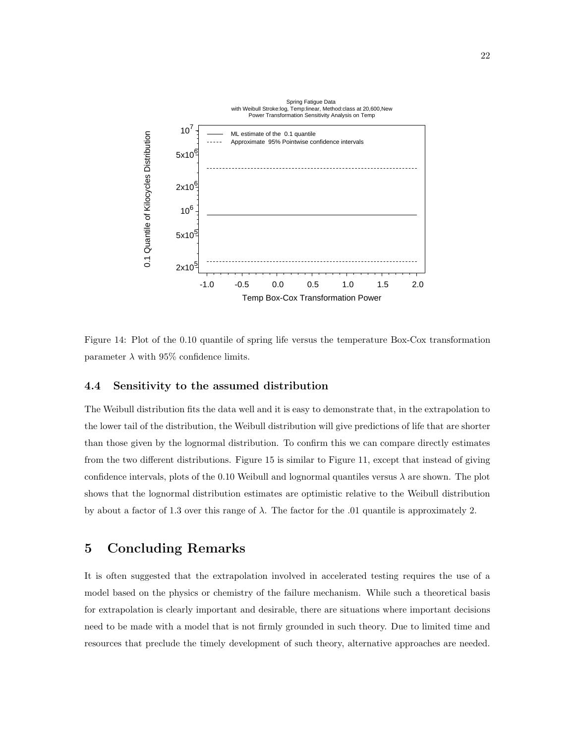Figure 14: Plot of the 0.10 quantile of spring life versus the temperature Box-Cox transformation parameter $\lambda$ with 95% confidence limits.

### 4.4 Sensitivity to the assumed distribution

The Weibull distribution fits the data well and it is easy to demonstrate that, in the extrapolation to the lower tail of the distribution, the Weibull distribution will give predictions of life that are shorter than those given by the lognormal distribution. To confirm this we can compare directly estimates from the two different distributions. Figure 15 is similar to Figure 11, except that instead of giving confidence intervals, plots of the 0.10 Weibull and lognormal quantiles versus $\lambda$ are shown. The plot shows that the lognormal distribution estimates are optimistic relative to the Weibull distribution by about a factor of 1.3 over this range of $\lambda$. The factor for the .01 quantile is approximately 2.

## 5 Concluding Remarks

It is often suggested that the extrapolation involved in accelerated testing requires the use of a model based on the physics or chemistry of the failure mechanism. While such a theoretical basis for extrapolation is clearly important and desirable, there are situations where important decisions need to be made with a model that is not firmly grounded in such theory. Due to limited time and resources that preclude the timely development of such theory, alternative approaches are needed.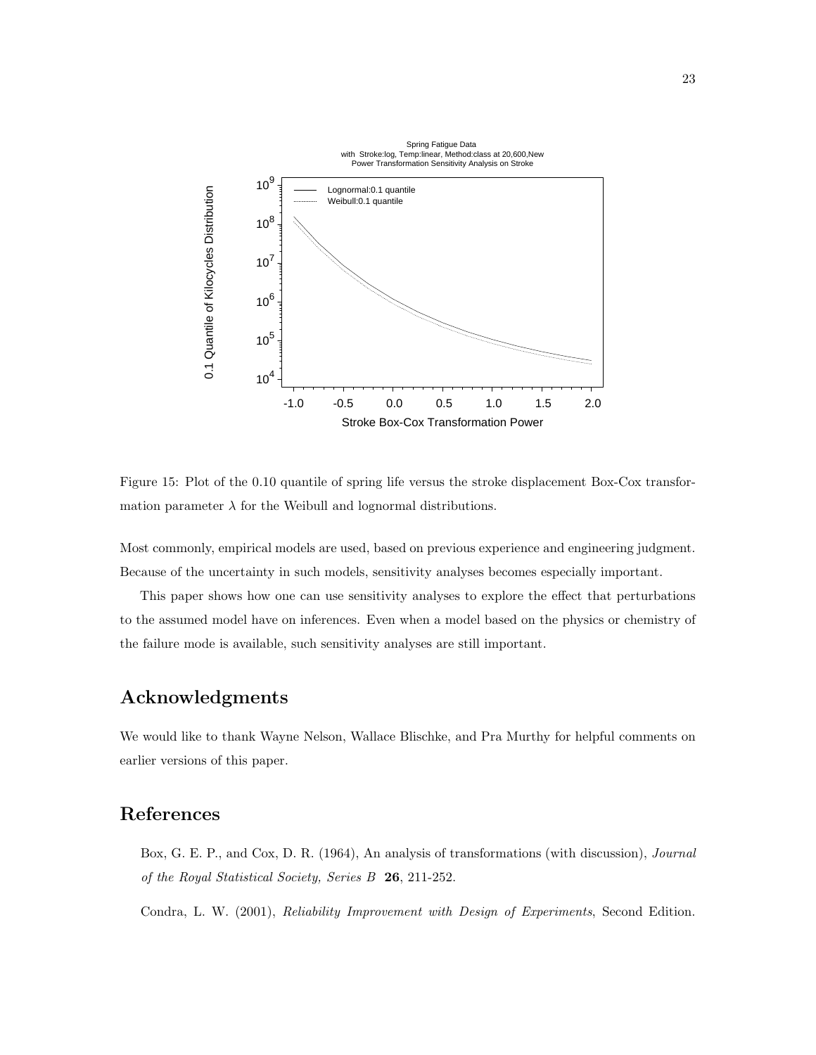Figure 15: Plot of the 0.10 quantile of spring life versus the stroke displacement Box-Cox transformation parameter $\lambda$ for the Weibull and lognormal distributions.

Most commonly, empirical models are used, based on previous experience and engineering judgment. Because of the uncertainty in such models, sensitivity analyses becomes especially important.

This paper shows how one can use sensitivity analyses to explore the effect that perturbations to the assumed model have on inferences. Even when a model based on the physics or chemistry of the failure mode is available, such sensitivity analyses are still important.

## Acknowledgments

We would like to thank Wayne Nelson, Wallace Blischke, and Pra Murthy for helpful comments on earlier versions of this paper.

## References

Box, G. E. P., and Cox, D. R. (1964), An analysis of transformations (with discussion), *Journal of the Royal Statistical Society, Series B* **26**, 211-252.

Condra, L. W. (2001), *Reliability Improvement with Design of Experiments*, Second Edition.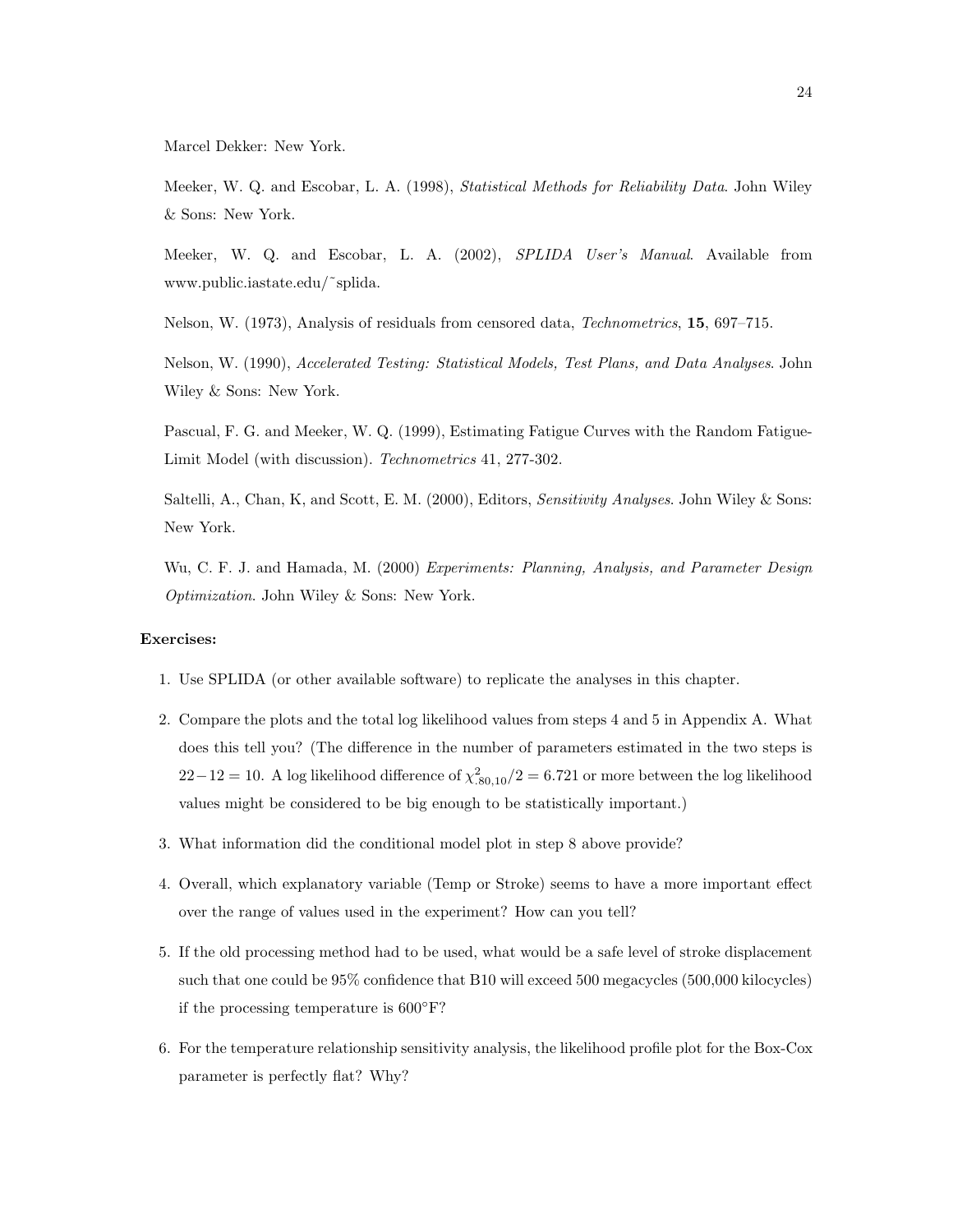Marcel Dekker: New York.

Meeker, W. Q. and Escobar, L. A. (1998), *Statistical Methods for Reliability Data*. John Wiley & Sons: New York.

Meeker, W. Q. and Escobar, L. A. (2002), *SPLIDA User's Manual*. Available from www.public.iastate.edu/˜splida.

Nelson, W. (1973), Analysis of residuals from censored data, *Technometrics*, **15**, 697–715.

Nelson, W. (1990), *Accelerated Testing: Statistical Models, Test Plans, and Data Analyses*. John Wiley & Sons: New York.

Pascual, F. G. and Meeker, W. Q. (1999), Estimating Fatigue Curves with the Random Fatigue-Limit Model (with discussion). *Technometrics* 41, 277-302.

Saltelli, A., Chan, K, and Scott, E. M. (2000), Editors, *Sensitivity Analyses*. John Wiley & Sons: New York.

Wu, C. F. J. and Hamada, M. (2000) *Experiments: Planning, Analysis, and Parameter Design Optimization*. John Wiley & Sons: New York.

**Exercises:**

1. Use SPLIDA (or other available software) to replicate the analyses in this chapter.

2. Compare the plots and the total log likelihood values from steps 4 and 5 in Appendix A. What does this tell you? (The difference in the number of parameters estimated in the two steps is $22-12=10$. A log likelihood difference of $\chi^2_{.80,10}/2 = 6.721$ or more between the log likelihood values might be considered to be big enough to be statistically important.)

3. What information did the conditional model plot in step 8 above provide?

4. Overall, which explanatory variable (Temp or Stroke) seems to have a more important effect over the range of values used in the experiment? How can you tell?

5. If the old processing method had to be used, what would be a safe level of stroke displacement such that one could be 95% confidence that B10 will exceed 500 megacycles (500,000 kilocycles) if the processing temperature is 600°F?

6. For the temperature relationship sensitivity analysis, the likelihood profile plot for the Box-Cox parameter is perfectly flat? Why?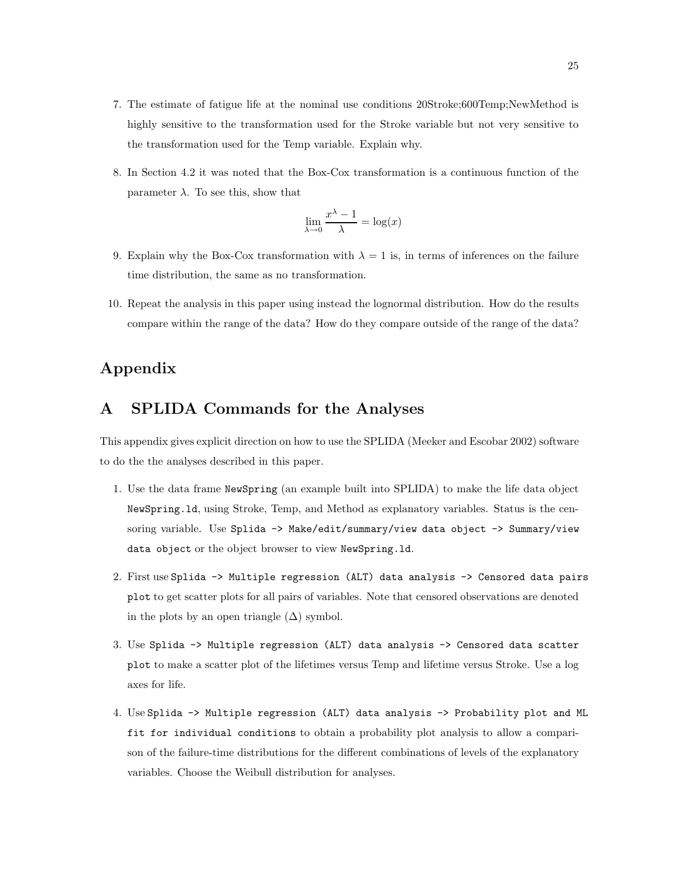7. The estimate of fatigue life at the nominal use conditions 20Stroke;600Temp;NewMethod is highly sensitive to the transformation used for the Stroke variable but not very sensitive to the transformation used for the Temp variable. Explain why.

8. In Section 4.2 it was noted that the Box-Cox transformation is a continuous function of the parameter $\lambda$. To see this, show that

$$\lim_{\lambda \to 0} \frac{x^{\lambda} - 1}{\lambda} = \log(x)$$

9. Explain why the Box-Cox transformation with $\lambda = 1$ is, in terms of inferences on the failure time distribution, the same as no transformation.

10. Repeat the analysis in this paper using instead the lognormal distribution. How do the results compare within the range of the data? How do they compare outside of the range of the data?

# Appendix

## A SPLIDA Commands for the Analyses

This appendix gives explicit direction on how to use the SPLIDA (Meeker and Escobar 2002) software to do the the analyses described in this paper.

1. Use the data frame `NewSpring` (an example built into SPLIDA) to make the life data object `NewSpring.ld`, using Stroke, Temp, and Method as explanatory variables. Status is the censoring variable. Use `Splida -> Make/edit/summary/view data object -> Summary/view data object` or the object browser to view `NewSpring.ld`.

2. First use `Splida -> Multiple regression (ALT) data analysis -> Censored data pairs plot` to get scatter plots for all pairs of variables. Note that censored observations are denoted in the plots by an open triangle ($\Delta$) symbol.

3. Use `Splida -> Multiple regression (ALT) data analysis -> Censored data scatter plot` to make a scatter plot of the lifetimes versus Temp and lifetime versus Stroke. Use a log axes for life.

4. Use `Splida -> Multiple regression (ALT) data analysis -> Probability plot and ML fit for individual conditions` to obtain a probability plot analysis to allow a comparison of the failure-time distributions for the different combinations of levels of the explanatory variables. Choose the Weibull distribution for analyses.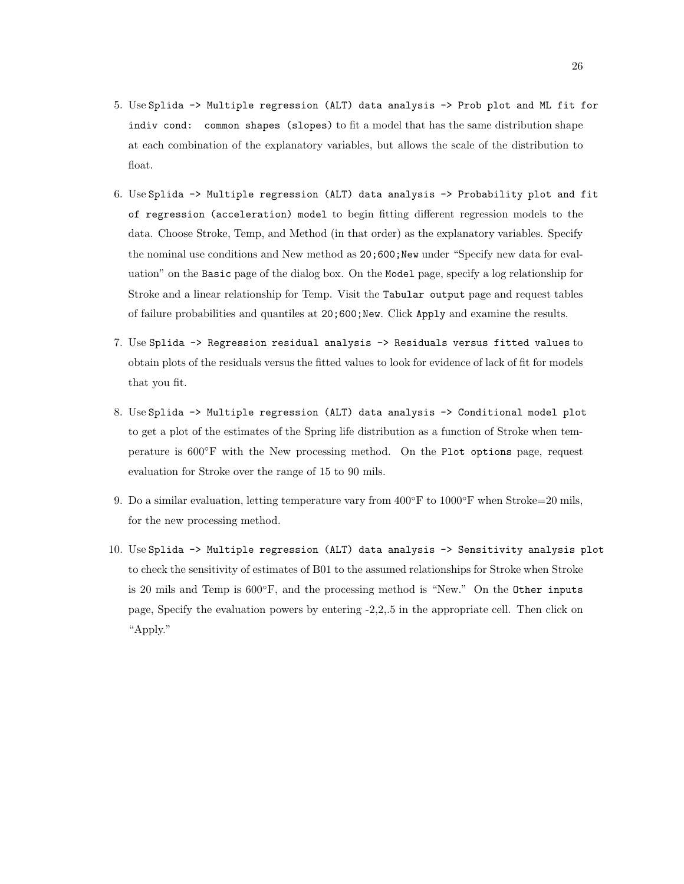5. Use `Splida -> Multiple regression (ALT) data analysis -> Prob plot and ML fit for indiv cond: common shapes (slopes)` to fit a model that has the same distribution shape at each combination of the explanatory variables, but allows the scale of the distribution to float.

6. Use `Splida -> Multiple regression (ALT) data analysis -> Probability plot and fit of regression (acceleration) model` to begin fitting different regression models to the data. Choose Stroke, Temp, and Method (in that order) as the explanatory variables. Specify the nominal use conditions and New method as `20;600;New` under "Specify new data for evaluation" on the `Basic` page of the dialog box. On the `Model` page, specify a log relationship for Stroke and a linear relationship for Temp. Visit the `Tabular output` page and request tables of failure probabilities and quantiles at `20;600;New`. Click `Apply` and examine the results.

7. Use `Splida -> Regression residual analysis -> Residuals versus fitted values` to obtain plots of the residuals versus the fitted values to look for evidence of lack of fit for models that you fit.

8. Use `Splida -> Multiple regression (ALT) data analysis -> Conditional model plot` to get a plot of the estimates of the Spring life distribution as a function of Stroke when temperature is 600°F with the New processing method. On the `Plot options` page, request evaluation for Stroke over the range of 15 to 90 mils.

9. Do a similar evaluation, letting temperature vary from 400°F to 1000°F when Stroke=20 mils, for the new processing method.

10. Use `Splida -> Multiple regression (ALT) data analysis -> Sensitivity analysis plot` to check the sensitivity of estimates of B01 to the assumed relationships for Stroke when Stroke is 20 mils and Temp is 600°F, and the processing method is "New." On the `Other inputs` page, Specify the evaluation powers by entering -2,2,.5 in the appropriate cell. Then click on "Apply."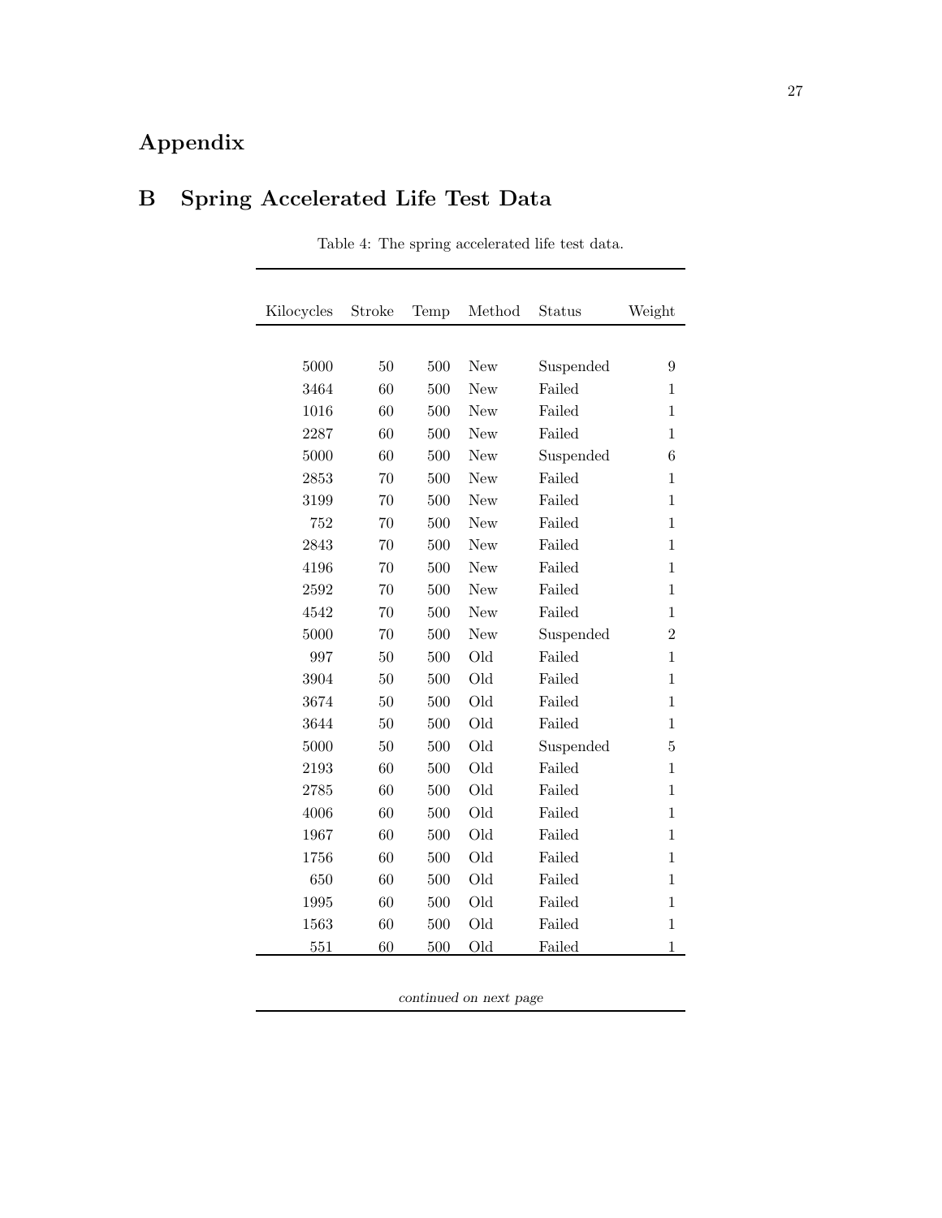# Appendix

## B Spring Accelerated Life Test Data

Table 4: The spring accelerated life test data.

| Kilocycles | Stroke | Temp | Method | Status | Weight |
|---|---|---|---|---|---|
| 5000 | 50 | 500 | New | Suspended | 9 |
| 3464 | 60 | 500 | New | Failed | 1 |
| 1016 | 60 | 500 | New | Failed | 1 |
| 2287 | 60 | 500 | New | Failed | 1 |
| 5000 | 60 | 500 | New | Suspended | 6 |
| 2853 | 70 | 500 | New | Failed | 1 |
| 3199 | 70 | 500 | New | Failed | 1 |
| 752 | 70 | 500 | New | Failed | 1 |
| 2843 | 70 | 500 | New | Failed | 1 |
| 4196 | 70 | 500 | New | Failed | 1 |
| 2592 | 70 | 500 | New | Failed | 1 |
| 4542 | 70 | 500 | New | Failed | 1 |
| 5000 | 70 | 500 | New | Suspended | 2 |
| 997 | 50 | 500 | Old | Failed | 1 |
| 3904 | 50 | 500 | Old | Failed | 1 |
| 3674 | 50 | 500 | Old | Failed | 1 |
| 3644 | 50 | 500 | Old | Failed | 1 |
| 5000 | 50 | 500 | Old | Suspended | 5 |
| 2193 | 60 | 500 | Old | Failed | 1 |
| 2785 | 60 | 500 | Old | Failed | 1 |
| 4006 | 60 | 500 | Old | Failed | 1 |
| 1967 | 60 | 500 | Old | Failed | 1 |
| 1756 | 60 | 500 | Old | Failed | 1 |
| 650 | 60 | 500 | Old | Failed | 1 |
| 1995 | 60 | 500 | Old | Failed | 1 |
| 1563 | 60 | 500 | Old | Failed | 1 |
| 551 | 60 | 500 | Old | Failed | 1 |

*continued on next page*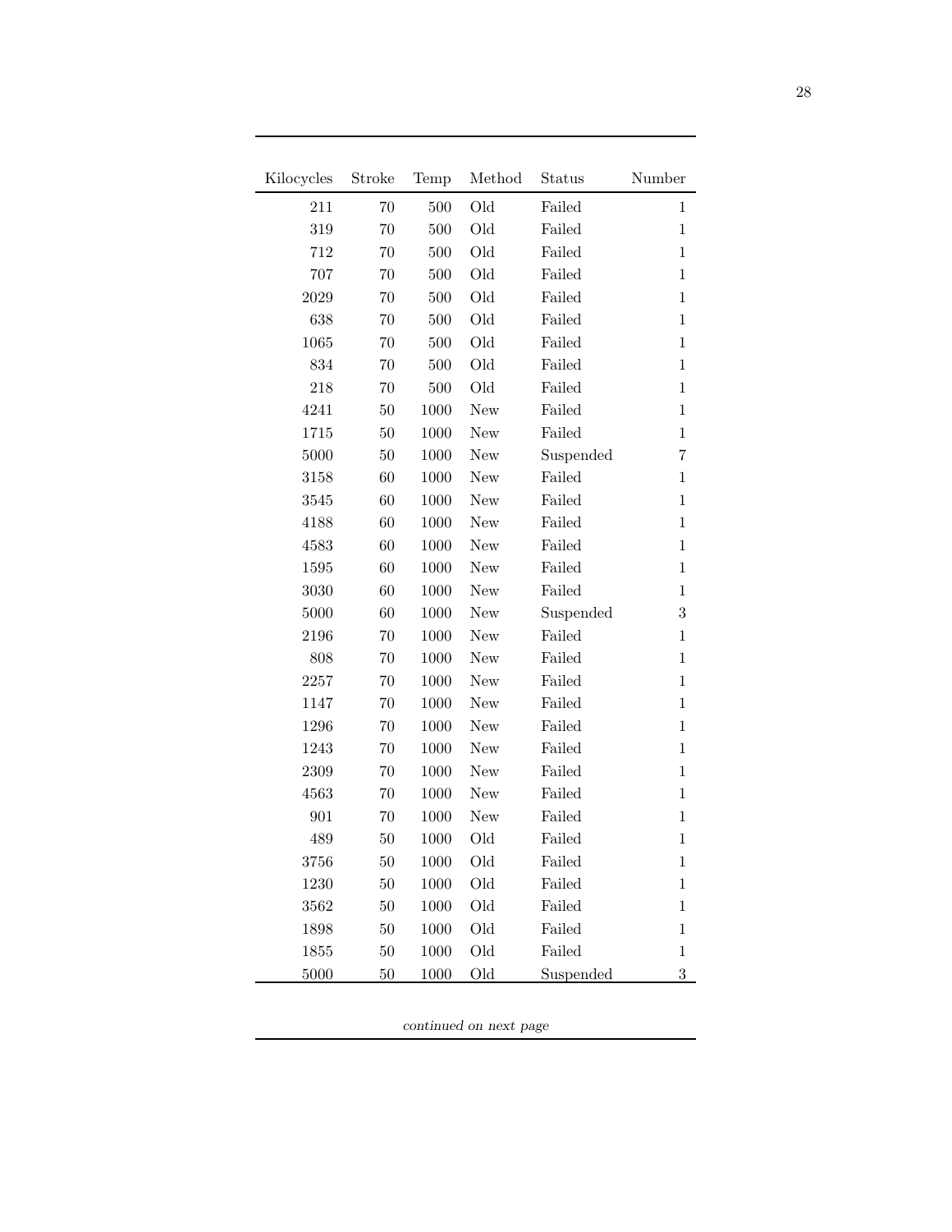| Kilocycles | Stroke | Temp | Method | Status | Number |
|---:|---:|---:|---|---|---:|
| 211 | 70 | 500 | Old | Failed | 1 |
| 319 | 70 | 500 | Old | Failed | 1 |
| 712 | 70 | 500 | Old | Failed | 1 |
| 707 | 70 | 500 | Old | Failed | 1 |
| 2029 | 70 | 500 | Old | Failed | 1 |
| 638 | 70 | 500 | Old | Failed | 1 |
| 1065 | 70 | 500 | Old | Failed | 1 |
| 834 | 70 | 500 | Old | Failed | 1 |
| 218 | 70 | 500 | Old | Failed | 1 |
| 4241 | 50 | 1000 | New | Failed | 1 |
| 1715 | 50 | 1000 | New | Failed | 1 |
| 5000 | 50 | 1000 | New | Suspended | 7 |
| 3158 | 60 | 1000 | New | Failed | 1 |
| 3545 | 60 | 1000 | New | Failed | 1 |
| 4188 | 60 | 1000 | New | Failed | 1 |
| 4583 | 60 | 1000 | New | Failed | 1 |
| 1595 | 60 | 1000 | New | Failed | 1 |
| 3030 | 60 | 1000 | New | Failed | 1 |
| 5000 | 60 | 1000 | New | Suspended | 3 |
| 2196 | 70 | 1000 | New | Failed | 1 |
| 808 | 70 | 1000 | New | Failed | 1 |
| 2257 | 70 | 1000 | New | Failed | 1 |
| 1147 | 70 | 1000 | New | Failed | 1 |
| 1296 | 70 | 1000 | New | Failed | 1 |
| 1243 | 70 | 1000 | New | Failed | 1 |
| 2309 | 70 | 1000 | New | Failed | 1 |
| 4563 | 70 | 1000 | New | Failed | 1 |
| 901 | 70 | 1000 | New | Failed | 1 |
| 489 | 50 | 1000 | Old | Failed | 1 |
| 3756 | 50 | 1000 | Old | Failed | 1 |
| 1230 | 50 | 1000 | Old | Failed | 1 |
| 3562 | 50 | 1000 | Old | Failed | 1 |
| 1898 | 50 | 1000 | Old | Failed | 1 |
| 1855 | 50 | 1000 | Old | Failed | 1 |
| 5000 | 50 | 1000 | Old | Suspended | 3 |

*continued on next page*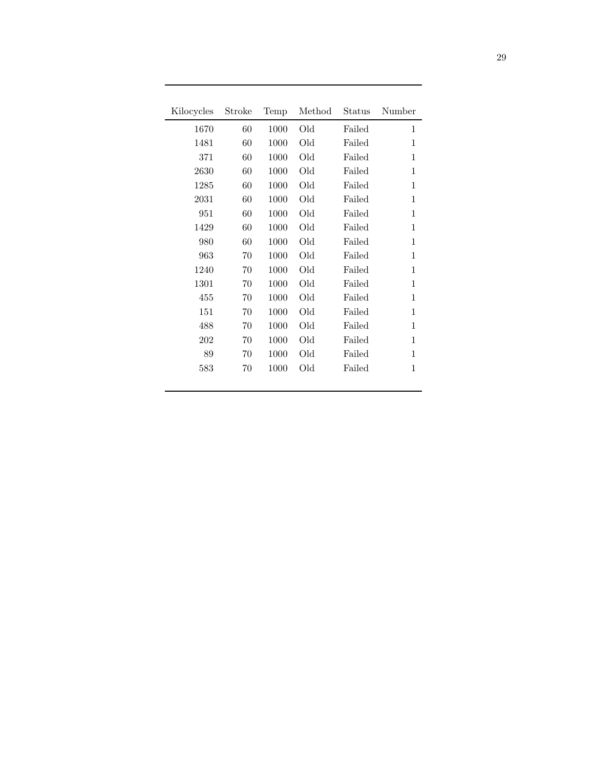| Kilocycles | Stroke | Temp | Method | Status | Number |
|---|---|---|---|---|---|
| 1670 | 60 | 1000 | Old | Failed | 1 |
| 1481 | 60 | 1000 | Old | Failed | 1 |
| 371 | 60 | 1000 | Old | Failed | 1 |
| 2630 | 60 | 1000 | Old | Failed | 1 |
| 1285 | 60 | 1000 | Old | Failed | 1 |
| 2031 | 60 | 1000 | Old | Failed | 1 |
| 951 | 60 | 1000 | Old | Failed | 1 |
| 1429 | 60 | 1000 | Old | Failed | 1 |
| 980 | 60 | 1000 | Old | Failed | 1 |
| 963 | 70 | 1000 | Old | Failed | 1 |
| 1240 | 70 | 1000 | Old | Failed | 1 |
| 1301 | 70 | 1000 | Old | Failed | 1 |
| 455 | 70 | 1000 | Old | Failed | 1 |
| 151 | 70 | 1000 | Old | Failed | 1 |
| 488 | 70 | 1000 | Old | Failed | 1 |
| 202 | 70 | 1000 | Old | Failed | 1 |
| 89 | 70 | 1000 | Old | Failed | 1 |
| 583 | 70 | 1000 | Old | Failed | 1 |